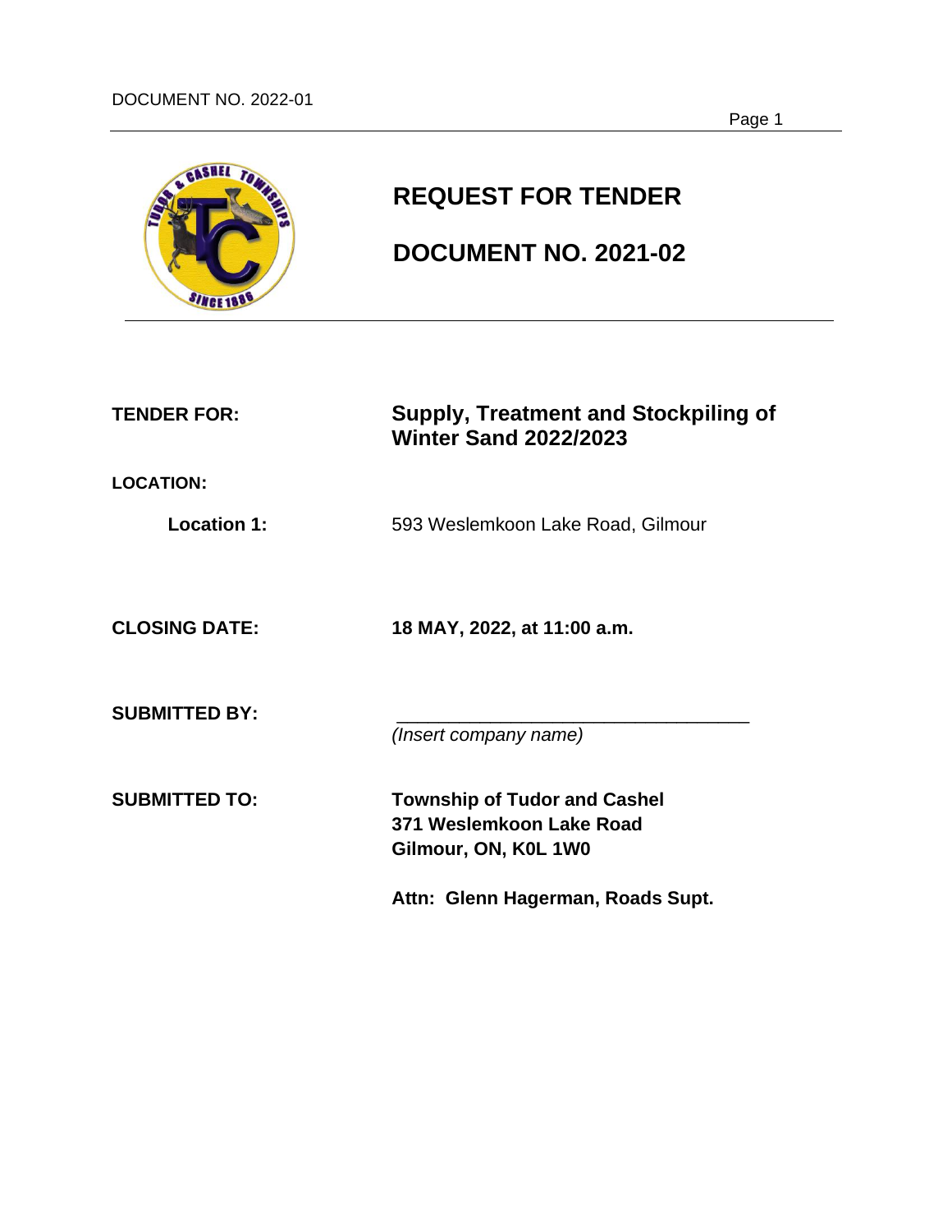# REQUEST FOR TENDER

# DOCUMENT NO. 2021-02

**TENDER FOR:** **Supply, Treatment and Stockpiling of Winter Sand 2022/2023**

**LOCATION:**

**Location 1:** 593 Weslemkoon Lake Road, Gilmour

**CLOSING DATE:** **18 MAY, 2022, at 11:00 a.m.**

**SUBMITTED BY:** ___________________________________
*(Insert company name)*

**SUBMITTED TO:** **Township of Tudor and Cashel**
**371 Weslemkoon Lake Road**
**Gilmour, ON, K0L 1W0**

**Attn: Glenn Hagerman, Roads Supt.**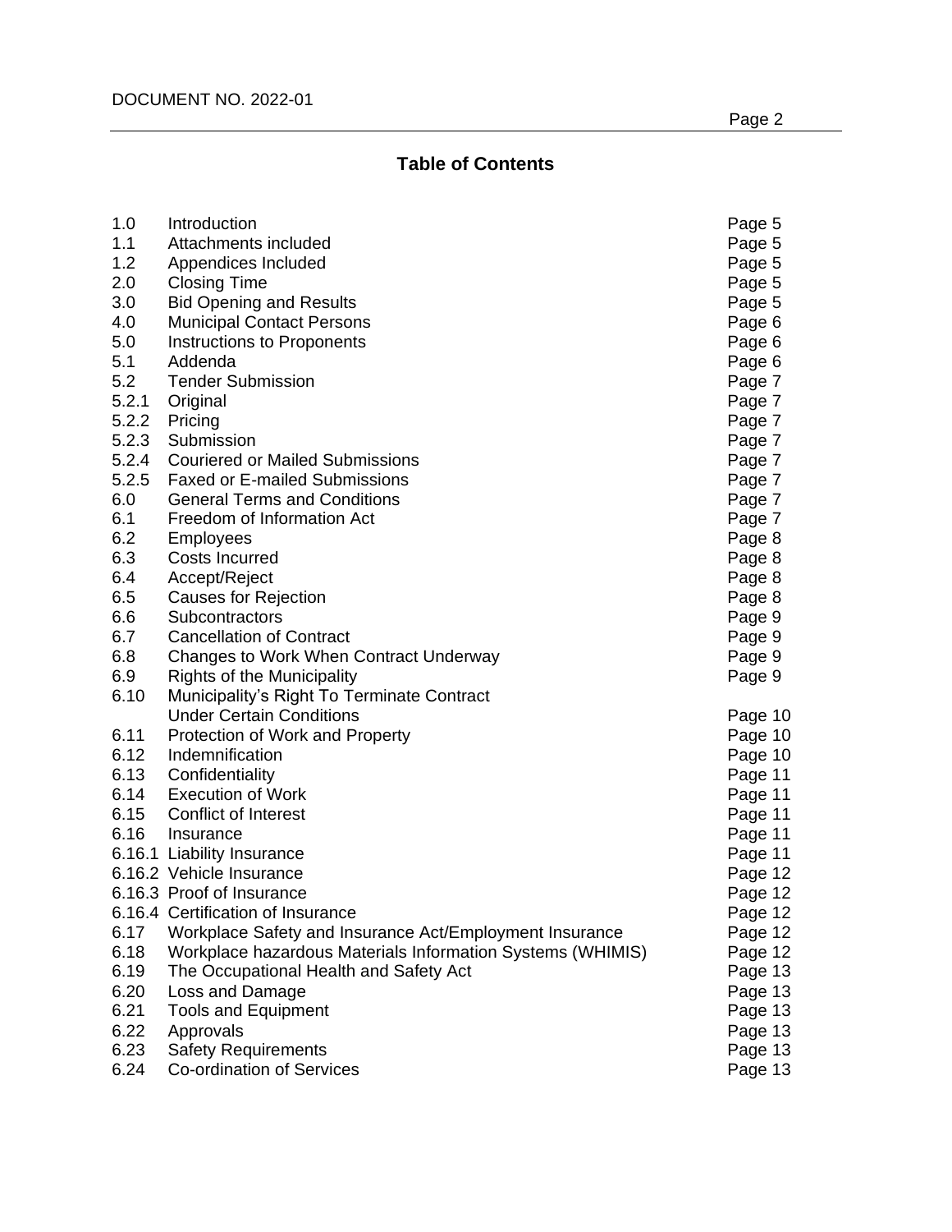## Table of Contents

| | | |
|---|---|---|
| 1.0 | Introduction | Page 5 |
| 1.1 | Attachments included | Page 5 |
| 1.2 | Appendices Included | Page 5 |
| 2.0 | Closing Time | Page 5 |
| 3.0 | Bid Opening and Results | Page 5 |
| 4.0 | Municipal Contact Persons | Page 6 |
| 5.0 | Instructions to Proponents | Page 6 |
| 5.1 | Addenda | Page 6 |
| 5.2 | Tender Submission | Page 7 |
| 5.2.1 | Original | Page 7 |
| 5.2.2 | Pricing | Page 7 |
| 5.2.3 | Submission | Page 7 |
| 5.2.4 | Couriered or Mailed Submissions | Page 7 |
| 5.2.5 | Faxed or E-mailed Submissions | Page 7 |
| 6.0 | General Terms and Conditions | Page 7 |
| 6.1 | Freedom of Information Act | Page 7 |
| 6.2 | Employees | Page 8 |
| 6.3 | Costs Incurred | Page 8 |
| 6.4 | Accept/Reject | Page 8 |
| 6.5 | Causes for Rejection | Page 8 |
| 6.6 | Subcontractors | Page 9 |
| 6.7 | Cancellation of Contract | Page 9 |
| 6.8 | Changes to Work When Contract Underway | Page 9 |
| 6.9 | Rights of the Municipality | Page 9 |
| 6.10 | Municipality's Right To Terminate Contract Under Certain Conditions | Page 10 |
| 6.11 | Protection of Work and Property | Page 10 |
| 6.12 | Indemnification | Page 10 |
| 6.13 | Confidentiality | Page 11 |
| 6.14 | Execution of Work | Page 11 |
| 6.15 | Conflict of Interest | Page 11 |
| 6.16 | Insurance | Page 11 |
| 6.16.1 | Liability Insurance | Page 11 |
| 6.16.2 | Vehicle Insurance | Page 12 |
| 6.16.3 | Proof of Insurance | Page 12 |
| 6.16.4 | Certification of Insurance | Page 12 |
| 6.17 | Workplace Safety and Insurance Act/Employment Insurance | Page 12 |
| 6.18 | Workplace hazardous Materials Information Systems (WHIMIS) | Page 12 |
| 6.19 | The Occupational Health and Safety Act | Page 13 |
| 6.20 | Loss and Damage | Page 13 |
| 6.21 | Tools and Equipment | Page 13 |
| 6.22 | Approvals | Page 13 |
| 6.23 | Safety Requirements | Page 13 |
| 6.24 | Co-ordination of Services | Page 13 |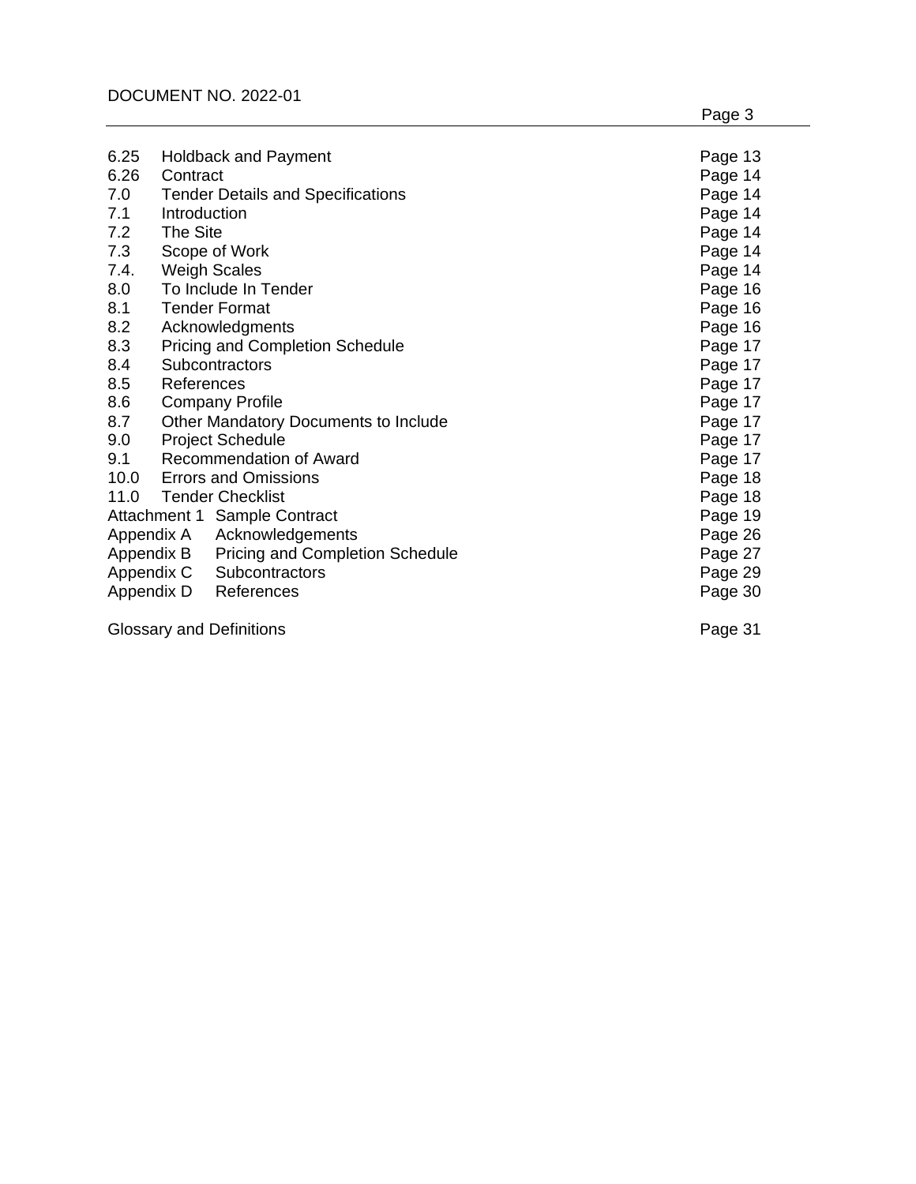| | | |
|---|---|---|
| 6.25 | Holdback and Payment | Page 13 |
| 6.26 | Contract | Page 14 |
| 7.0 | Tender Details and Specifications | Page 14 |
| 7.1 | Introduction | Page 14 |
| 7.2 | The Site | Page 14 |
| 7.3 | Scope of Work | Page 14 |
| 7.4. | Weigh Scales | Page 14 |
| 8.0 | To Include In Tender | Page 16 |
| 8.1 | Tender Format | Page 16 |
| 8.2 | Acknowledgments | Page 16 |
| 8.3 | Pricing and Completion Schedule | Page 17 |
| 8.4 | Subcontractors | Page 17 |
| 8.5 | References | Page 17 |
| 8.6 | Company Profile | Page 17 |
| 8.7 | Other Mandatory Documents to Include | Page 17 |
| 9.0 | Project Schedule | Page 17 |
| 9.1 | Recommendation of Award | Page 17 |
| 10.0 | Errors and Omissions | Page 18 |
| 11.0 | Tender Checklist | Page 18 |
| Attachment 1 | Sample Contract | Page 19 |
| Appendix A | Acknowledgements | Page 26 |
| Appendix B | Pricing and Completion Schedule | Page 27 |
| Appendix C | Subcontractors | Page 29 |
| Appendix D | References | Page 30 |
| | | |
| Glossary and Definitions | | Page 31 |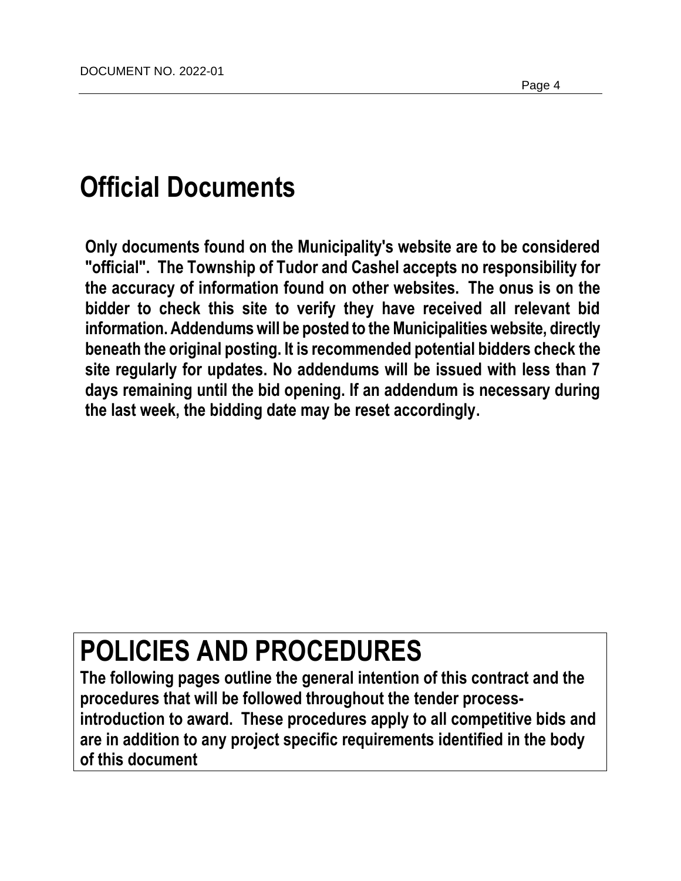# Official Documents

**Only documents found on the Municipality's website are to be considered "official". The Township of Tudor and Cashel accepts no responsibility for the accuracy of information found on other websites. The onus is on the bidder to check this site to verify they have received all relevant bid information. Addendums will be posted to the Municipalities website, directly beneath the original posting. It is recommended potential bidders check the site regularly for updates. No addendums will be issued with less than 7 days remaining until the bid opening. If an addendum is necessary during the last week, the bidding date may be reset accordingly.**

# POLICIES AND PROCEDURES

**The following pages outline the general intention of this contract and the procedures that will be followed throughout the tender process-introduction to award. These procedures apply to all competitive bids and are in addition to any project specific requirements identified in the body of this document**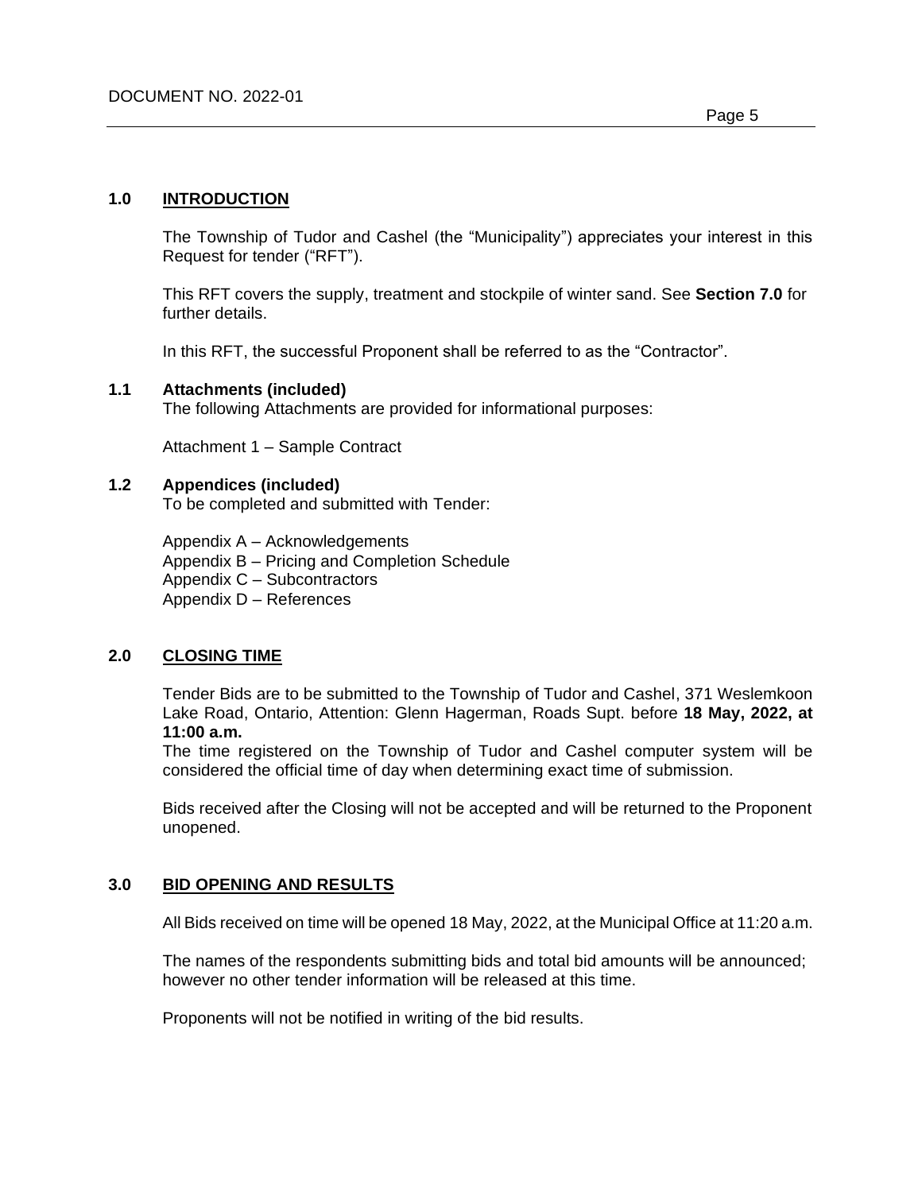## 1.0 INTRODUCTION

The Township of Tudor and Cashel (the "Municipality") appreciates your interest in this Request for tender ("RFT").

This RFT covers the supply, treatment and stockpile of winter sand. See **Section 7.0** for further details.

In this RFT, the successful Proponent shall be referred to as the "Contractor".

### 1.1 Attachments (included)

The following Attachments are provided for informational purposes:

Attachment 1 – Sample Contract

### 1.2 Appendices (included)

To be completed and submitted with Tender:

Appendix A – Acknowledgements
Appendix B – Pricing and Completion Schedule
Appendix C – Subcontractors
Appendix D – References

## 2.0 CLOSING TIME

Tender Bids are to be submitted to the Township of Tudor and Cashel, 371 Weslemkoon Lake Road, Ontario, Attention: Glenn Hagerman, Roads Supt. before **18 May, 2022, at 11:00 a.m.**
The time registered on the Township of Tudor and Cashel computer system will be considered the official time of day when determining exact time of submission.

Bids received after the Closing will not be accepted and will be returned to the Proponent unopened.

## 3.0 BID OPENING AND RESULTS

All Bids received on time will be opened 18 May, 2022, at the Municipal Office at 11:20 a.m.

The names of the respondents submitting bids and total bid amounts will be announced; however no other tender information will be released at this time.

Proponents will not be notified in writing of the bid results.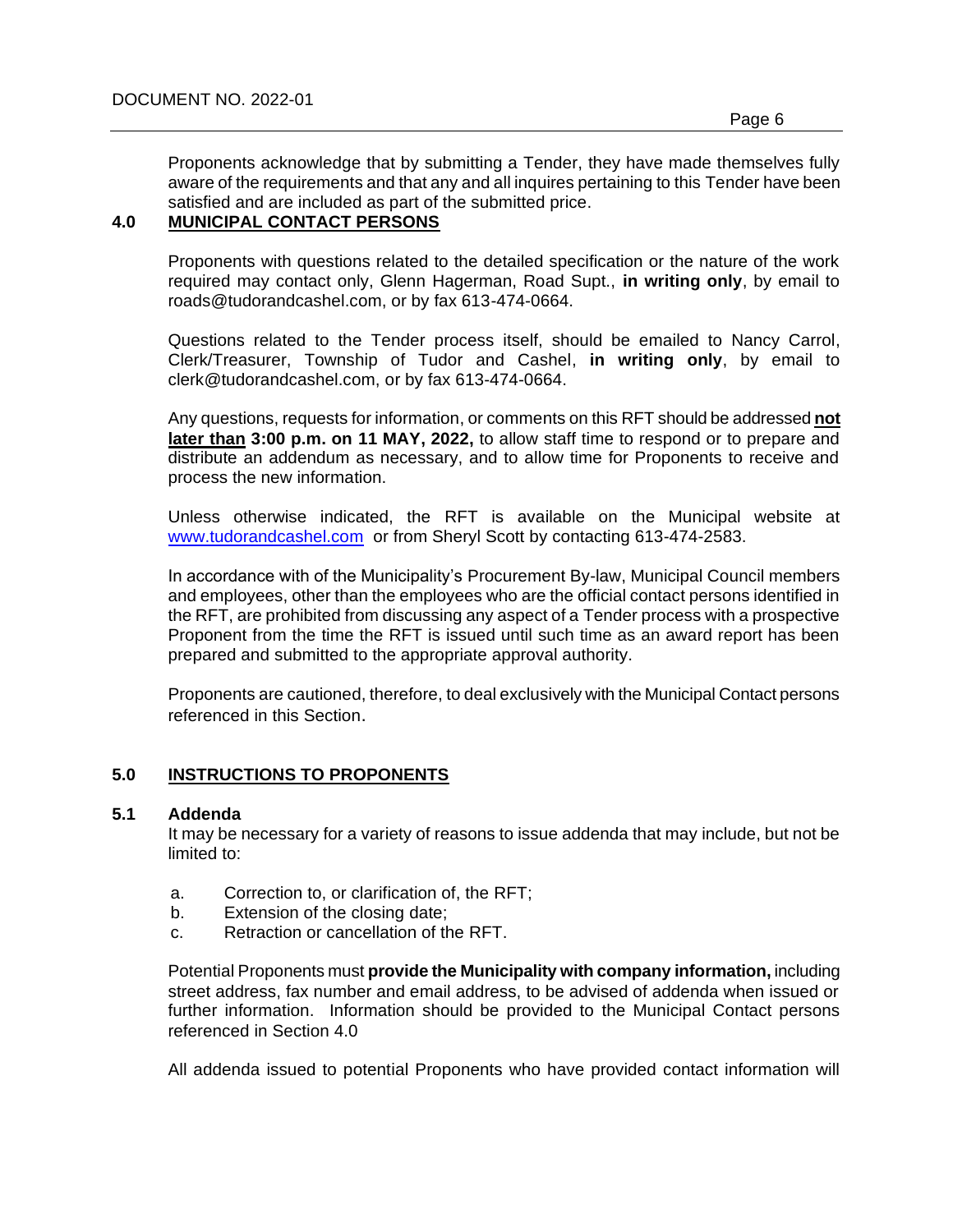Proponents acknowledge that by submitting a Tender, they have made themselves fully aware of the requirements and that any and all inquires pertaining to this Tender have been satisfied and are included as part of the submitted price.

## 4.0 MUNICIPAL CONTACT PERSONS

Proponents with questions related to the detailed specification or the nature of the work required may contact only, Glenn Hagerman, Road Supt., **in writing only**, by email to roads@tudorandcashel.com, or by fax 613-474-0664.

Questions related to the Tender process itself, should be emailed to Nancy Carrol, Clerk/Treasurer, Township of Tudor and Cashel, **in writing only**, by email to clerk@tudorandcashel.com, or by fax 613-474-0664.

Any questions, requests for information, or comments on this RFT should be addressed **not later than 3:00 p.m. on 11 MAY, 2022,** to allow staff time to respond or to prepare and distribute an addendum as necessary, and to allow time for Proponents to receive and process the new information.

Unless otherwise indicated, the RFT is available on the Municipal website at www.tudorandcashel.com or from Sheryl Scott by contacting 613-474-2583.

In accordance with of the Municipality's Procurement By-law, Municipal Council members and employees, other than the employees who are the official contact persons identified in the RFT, are prohibited from discussing any aspect of a Tender process with a prospective Proponent from the time the RFT is issued until such time as an award report has been prepared and submitted to the appropriate approval authority.

Proponents are cautioned, therefore, to deal exclusively with the Municipal Contact persons referenced in this Section.

## 5.0 INSTRUCTIONS TO PROPONENTS

### 5.1 Addenda

It may be necessary for a variety of reasons to issue addenda that may include, but not be limited to:

a. Correction to, or clarification of, the RFT;
b. Extension of the closing date;
c. Retraction or cancellation of the RFT.

Potential Proponents must **provide the Municipality with company information,** including street address, fax number and email address, to be advised of addenda when issued or further information. Information should be provided to the Municipal Contact persons referenced in Section 4.0

All addenda issued to potential Proponents who have provided contact information will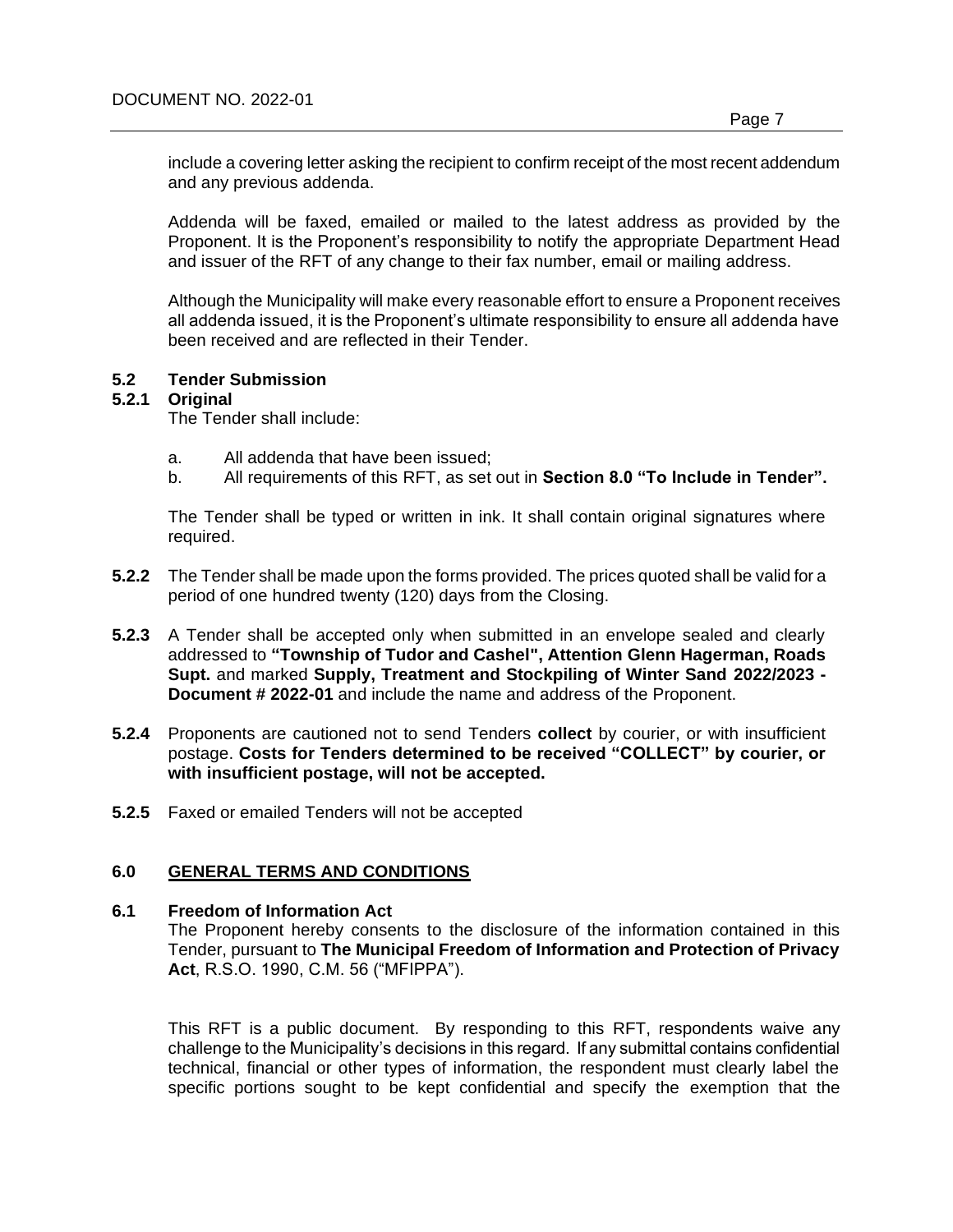include a covering letter asking the recipient to confirm receipt of the most recent addendum and any previous addenda.

Addenda will be faxed, emailed or mailed to the latest address as provided by the Proponent. It is the Proponent's responsibility to notify the appropriate Department Head and issuer of the RFT of any change to their fax number, email or mailing address.

Although the Municipality will make every reasonable effort to ensure a Proponent receives all addenda issued, it is the Proponent's ultimate responsibility to ensure all addenda have been received and are reflected in their Tender.

### 5.2 Tender Submission

#### 5.2.1 Original

The Tender shall include:

a. All addenda that have been issued;
b. All requirements of this RFT, as set out in **Section 8.0 "To Include in Tender".**

The Tender shall be typed or written in ink. It shall contain original signatures where required.

**5.2.2** The Tender shall be made upon the forms provided. The prices quoted shall be valid for a period of one hundred twenty (120) days from the Closing.

**5.2.3** A Tender shall be accepted only when submitted in an envelope sealed and clearly addressed to **"Township of Tudor and Cashel", Attention Glenn Hagerman, Roads Supt.** and marked **Supply, Treatment and Stockpiling of Winter Sand 2022/2023 - Document # 2022-01** and include the name and address of the Proponent.

**5.2.4** Proponents are cautioned not to send Tenders **collect** by courier, or with insufficient postage. **Costs for Tenders determined to be received "COLLECT" by courier, or with insufficient postage, will not be accepted.**

**5.2.5** Faxed or emailed Tenders will not be accepted

## 6.0 GENERAL TERMS AND CONDITIONS

### 6.1 Freedom of Information Act

The Proponent hereby consents to the disclosure of the information contained in this Tender, pursuant to **The Municipal Freedom of Information and Protection of Privacy Act**, R.S.O. 1990, C.M. 56 ("MFIPPA").

This RFT is a public document. By responding to this RFT, respondents waive any challenge to the Municipality's decisions in this regard. If any submittal contains confidential technical, financial or other types of information, the respondent must clearly label the specific portions sought to be kept confidential and specify the exemption that the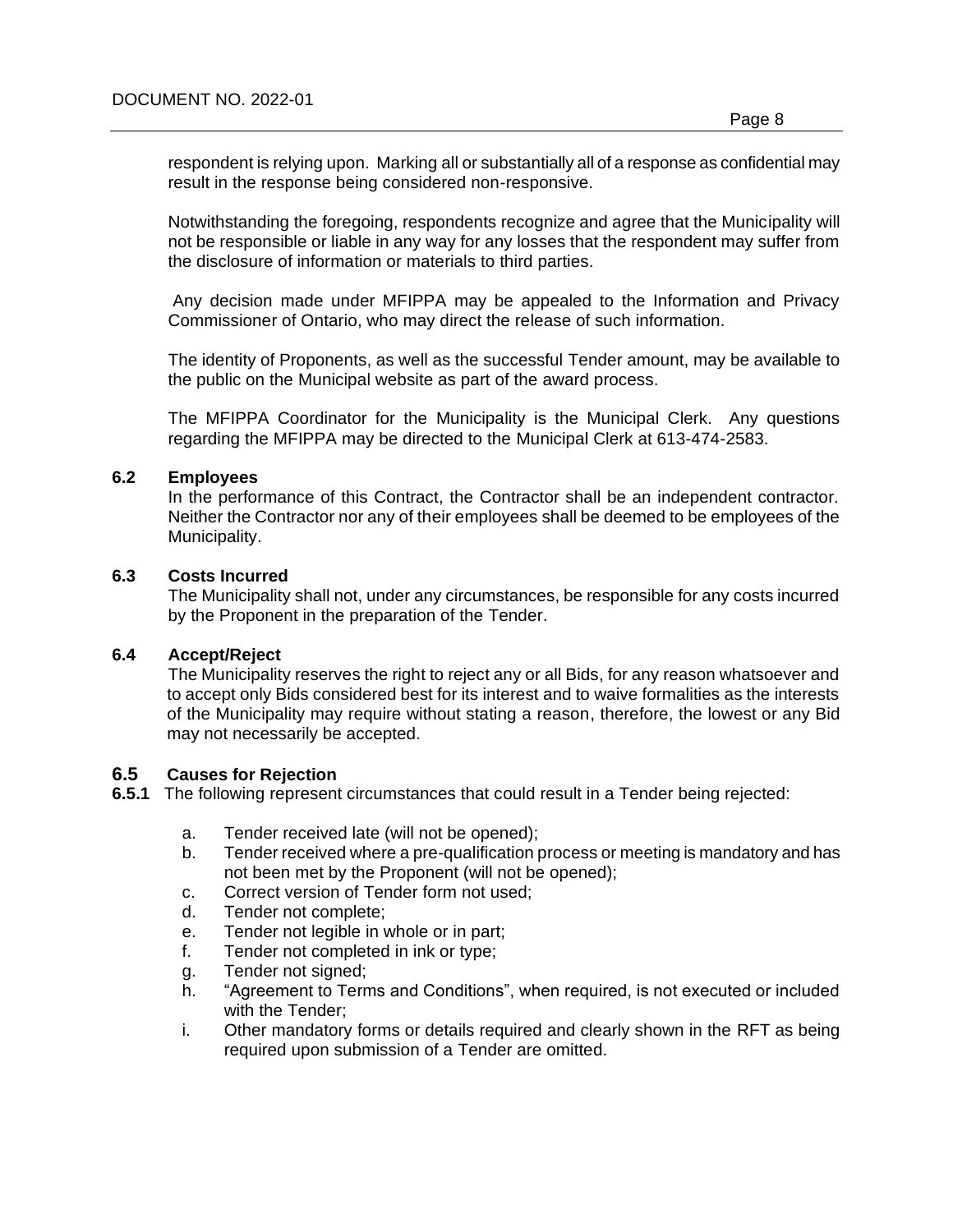respondent is relying upon. Marking all or substantially all of a response as confidential may result in the response being considered non-responsive.

Notwithstanding the foregoing, respondents recognize and agree that the Municipality will not be responsible or liable in any way for any losses that the respondent may suffer from the disclosure of information or materials to third parties.

Any decision made under MFIPPA may be appealed to the Information and Privacy Commissioner of Ontario, who may direct the release of such information.

The identity of Proponents, as well as the successful Tender amount, may be available to the public on the Municipal website as part of the award process.

The MFIPPA Coordinator for the Municipality is the Municipal Clerk. Any questions regarding the MFIPPA may be directed to the Municipal Clerk at 613-474-2583.

### 6.2 Employees

In the performance of this Contract, the Contractor shall be an independent contractor. Neither the Contractor nor any of their employees shall be deemed to be employees of the Municipality.

### 6.3 Costs Incurred

The Municipality shall not, under any circumstances, be responsible for any costs incurred by the Proponent in the preparation of the Tender.

### 6.4 Accept/Reject

The Municipality reserves the right to reject any or all Bids, for any reason whatsoever and to accept only Bids considered best for its interest and to waive formalities as the interests of the Municipality may require without stating a reason, therefore, the lowest or any Bid may not necessarily be accepted.

### 6.5 Causes for Rejection

**6.5.1** The following represent circumstances that could result in a Tender being rejected:

a. Tender received late (will not be opened);
b. Tender received where a pre-qualification process or meeting is mandatory and has not been met by the Proponent (will not be opened);
c. Correct version of Tender form not used;
d. Tender not complete;
e. Tender not legible in whole or in part;
f. Tender not completed in ink or type;
g. Tender not signed;
h. "Agreement to Terms and Conditions", when required, is not executed or included with the Tender;
i. Other mandatory forms or details required and clearly shown in the RFT as being required upon submission of a Tender are omitted.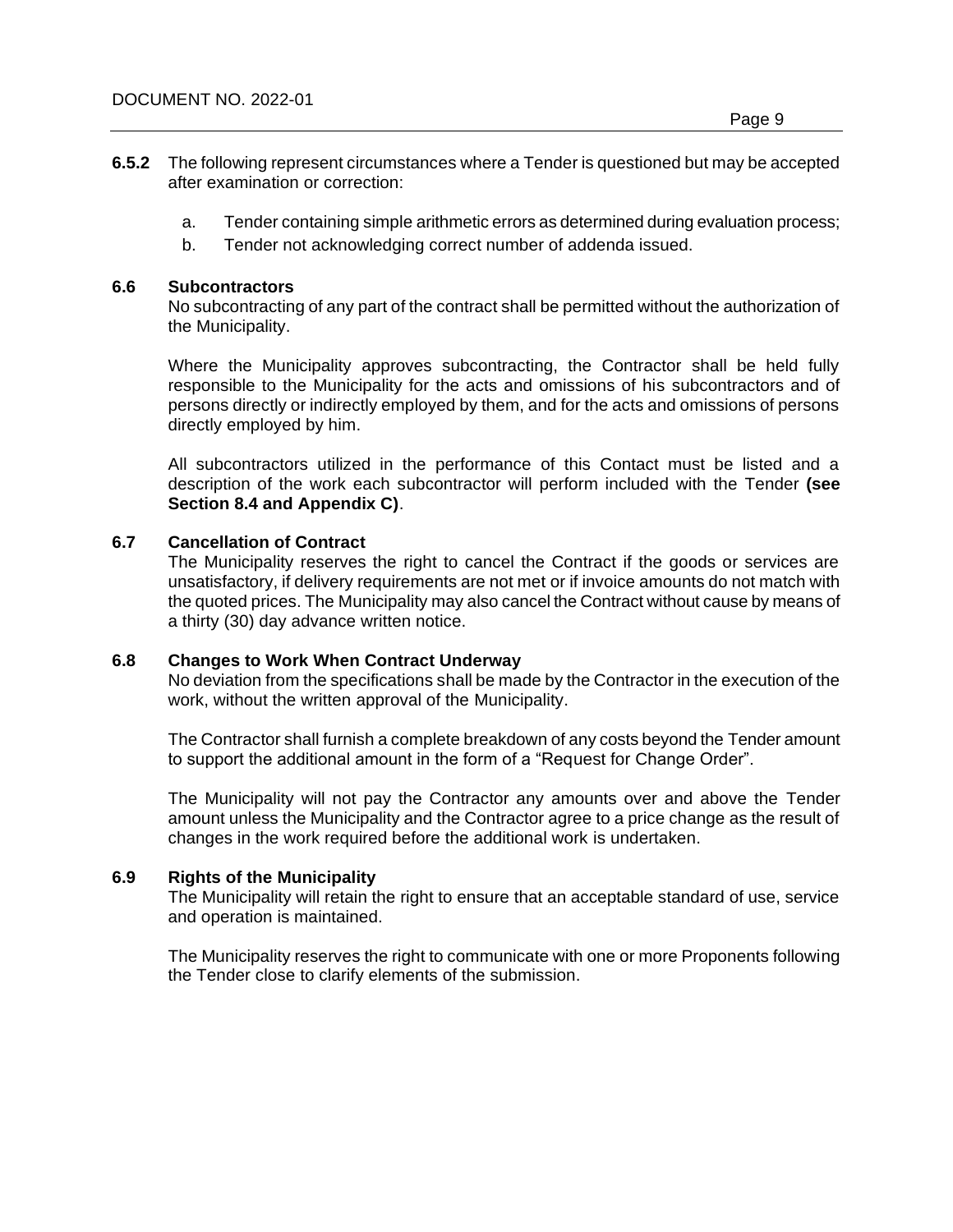**6.5.2** The following represent circumstances where a Tender is questioned but may be accepted after examination or correction:

a. Tender containing simple arithmetic errors as determined during evaluation process;
b. Tender not acknowledging correct number of addenda issued.

### 6.6 Subcontractors

No subcontracting of any part of the contract shall be permitted without the authorization of the Municipality.

Where the Municipality approves subcontracting, the Contractor shall be held fully responsible to the Municipality for the acts and omissions of his subcontractors and of persons directly or indirectly employed by them, and for the acts and omissions of persons directly employed by him.

All subcontractors utilized in the performance of this Contact must be listed and a description of the work each subcontractor will perform included with the Tender **(see Section 8.4 and Appendix C)**.

### 6.7 Cancellation of Contract

The Municipality reserves the right to cancel the Contract if the goods or services are unsatisfactory, if delivery requirements are not met or if invoice amounts do not match with the quoted prices. The Municipality may also cancel the Contract without cause by means of a thirty (30) day advance written notice.

### 6.8 Changes to Work When Contract Underway

No deviation from the specifications shall be made by the Contractor in the execution of the work, without the written approval of the Municipality.

The Contractor shall furnish a complete breakdown of any costs beyond the Tender amount to support the additional amount in the form of a "Request for Change Order".

The Municipality will not pay the Contractor any amounts over and above the Tender amount unless the Municipality and the Contractor agree to a price change as the result of changes in the work required before the additional work is undertaken.

### 6.9 Rights of the Municipality

The Municipality will retain the right to ensure that an acceptable standard of use, service and operation is maintained.

The Municipality reserves the right to communicate with one or more Proponents following the Tender close to clarify elements of the submission.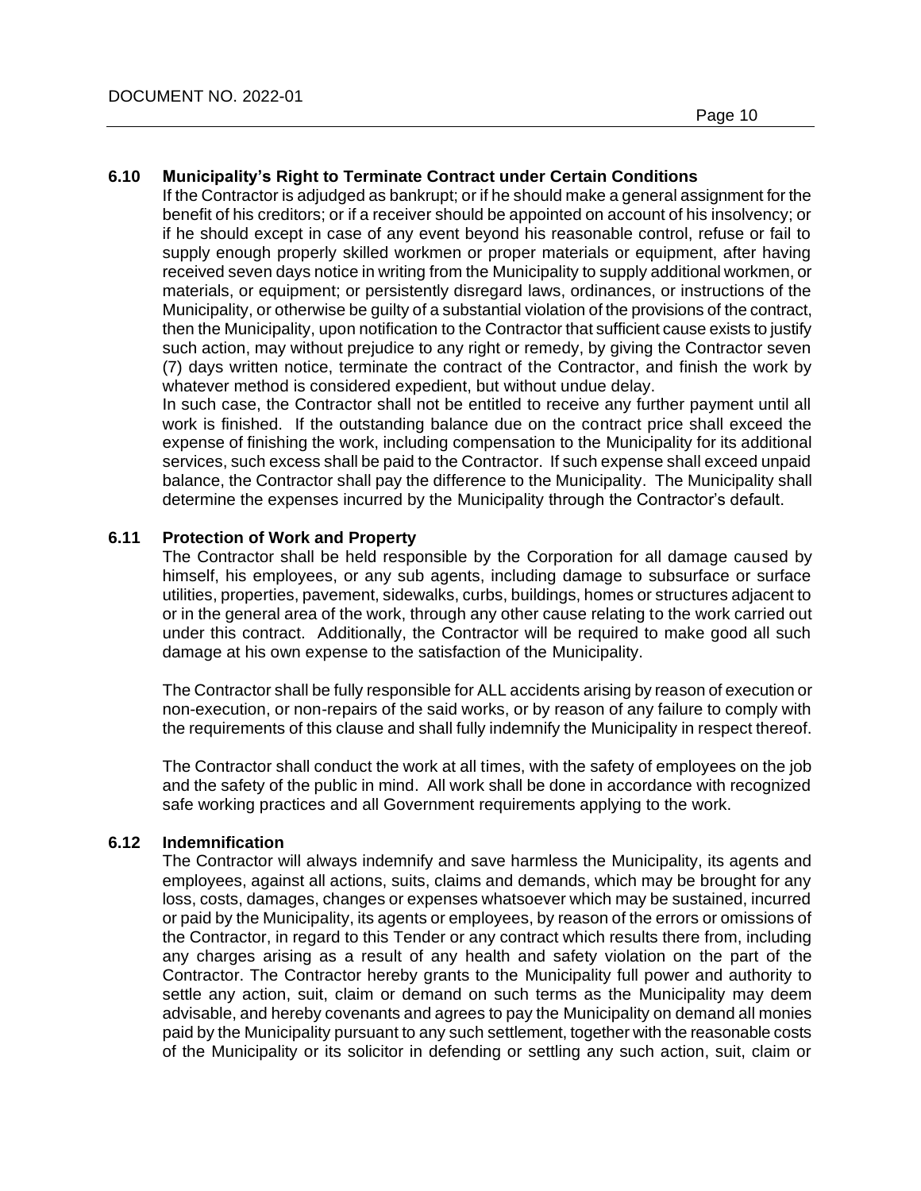### 6.10 Municipality's Right to Terminate Contract under Certain Conditions

If the Contractor is adjudged as bankrupt; or if he should make a general assignment for the benefit of his creditors; or if a receiver should be appointed on account of his insolvency; or if he should except in case of any event beyond his reasonable control, refuse or fail to supply enough properly skilled workmen or proper materials or equipment, after having received seven days notice in writing from the Municipality to supply additional workmen, or materials, or equipment; or persistently disregard laws, ordinances, or instructions of the Municipality, or otherwise be guilty of a substantial violation of the provisions of the contract, then the Municipality, upon notification to the Contractor that sufficient cause exists to justify such action, may without prejudice to any right or remedy, by giving the Contractor seven (7) days written notice, terminate the contract of the Contractor, and finish the work by whatever method is considered expedient, but without undue delay.

In such case, the Contractor shall not be entitled to receive any further payment until all work is finished. If the outstanding balance due on the contract price shall exceed the expense of finishing the work, including compensation to the Municipality for its additional services, such excess shall be paid to the Contractor. If such expense shall exceed unpaid balance, the Contractor shall pay the difference to the Municipality. The Municipality shall determine the expenses incurred by the Municipality through the Contractor's default.

### 6.11 Protection of Work and Property

The Contractor shall be held responsible by the Corporation for all damage caused by himself, his employees, or any sub agents, including damage to subsurface or surface utilities, properties, pavement, sidewalks, curbs, buildings, homes or structures adjacent to or in the general area of the work, through any other cause relating to the work carried out under this contract. Additionally, the Contractor will be required to make good all such damage at his own expense to the satisfaction of the Municipality.

The Contractor shall be fully responsible for ALL accidents arising by reason of execution or non-execution, or non-repairs of the said works, or by reason of any failure to comply with the requirements of this clause and shall fully indemnify the Municipality in respect thereof.

The Contractor shall conduct the work at all times, with the safety of employees on the job and the safety of the public in mind. All work shall be done in accordance with recognized safe working practices and all Government requirements applying to the work.

### 6.12 Indemnification

The Contractor will always indemnify and save harmless the Municipality, its agents and employees, against all actions, suits, claims and demands, which may be brought for any loss, costs, damages, changes or expenses whatsoever which may be sustained, incurred or paid by the Municipality, its agents or employees, by reason of the errors or omissions of the Contractor, in regard to this Tender or any contract which results there from, including any charges arising as a result of any health and safety violation on the part of the Contractor. The Contractor hereby grants to the Municipality full power and authority to settle any action, suit, claim or demand on such terms as the Municipality may deem advisable, and hereby covenants and agrees to pay the Municipality on demand all monies paid by the Municipality pursuant to any such settlement, together with the reasonable costs of the Municipality or its solicitor in defending or settling any such action, suit, claim or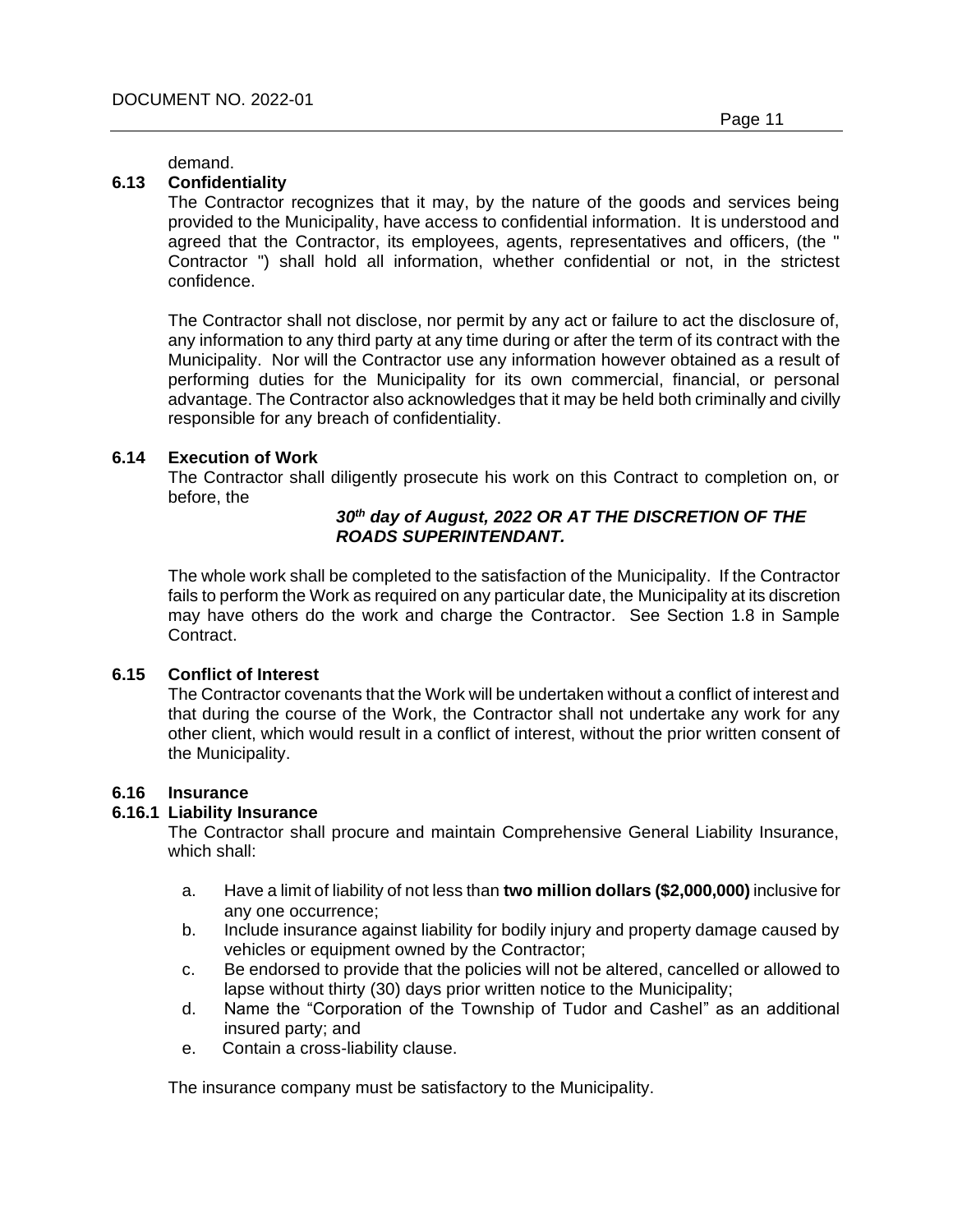demand.

### 6.13 Confidentiality

The Contractor recognizes that it may, by the nature of the goods and services being provided to the Municipality, have access to confidential information. It is understood and agreed that the Contractor, its employees, agents, representatives and officers, (the " Contractor ") shall hold all information, whether confidential or not, in the strictest confidence.

The Contractor shall not disclose, nor permit by any act or failure to act the disclosure of, any information to any third party at any time during or after the term of its contract with the Municipality. Nor will the Contractor use any information however obtained as a result of performing duties for the Municipality for its own commercial, financial, or personal advantage. The Contractor also acknowledges that it may be held both criminally and civilly responsible for any breach of confidentiality.

### 6.14 Execution of Work

The Contractor shall diligently prosecute his work on this Contract to completion on, or before, the

***30th day of August, 2022 OR AT THE DISCRETION OF THE ROADS SUPERINTENDANT.***

The whole work shall be completed to the satisfaction of the Municipality. If the Contractor fails to perform the Work as required on any particular date, the Municipality at its discretion may have others do the work and charge the Contractor. See Section 1.8 in Sample Contract.

### 6.15 Conflict of Interest

The Contractor covenants that the Work will be undertaken without a conflict of interest and that during the course of the Work, the Contractor shall not undertake any work for any other client, which would result in a conflict of interest, without the prior written consent of the Municipality.

### 6.16 Insurance

#### 6.16.1 Liability Insurance

The Contractor shall procure and maintain Comprehensive General Liability Insurance, which shall:

a. Have a limit of liability of not less than **two million dollars ($2,000,000)** inclusive for any one occurrence;
b. Include insurance against liability for bodily injury and property damage caused by vehicles or equipment owned by the Contractor;
c. Be endorsed to provide that the policies will not be altered, cancelled or allowed to lapse without thirty (30) days prior written notice to the Municipality;
d. Name the "Corporation of the Township of Tudor and Cashel" as an additional insured party; and
e. Contain a cross-liability clause.

The insurance company must be satisfactory to the Municipality.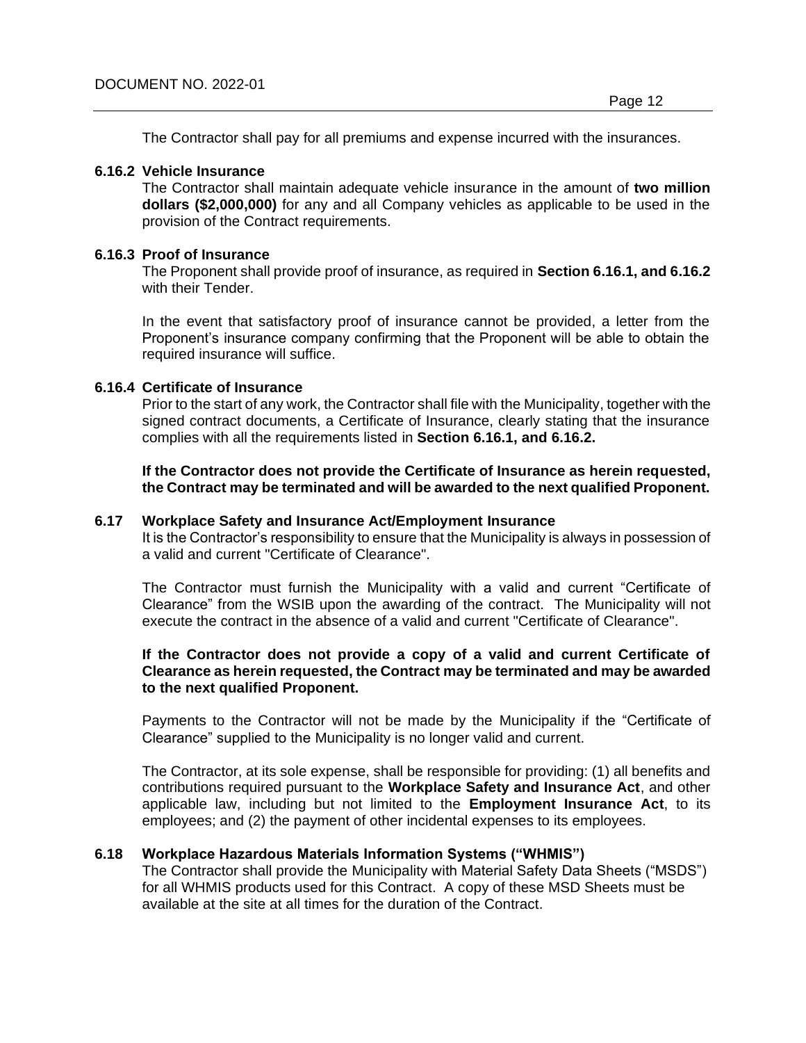The Contractor shall pay for all premiums and expense incurred with the insurances.

### 6.16.2 Vehicle Insurance

The Contractor shall maintain adequate vehicle insurance in the amount of **two million dollars ($2,000,000)** for any and all Company vehicles as applicable to be used in the provision of the Contract requirements.

### 6.16.3 Proof of Insurance

The Proponent shall provide proof of insurance, as required in **Section 6.16.1, and 6.16.2** with their Tender.

In the event that satisfactory proof of insurance cannot be provided, a letter from the Proponent's insurance company confirming that the Proponent will be able to obtain the required insurance will suffice.

### 6.16.4 Certificate of Insurance

Prior to the start of any work, the Contractor shall file with the Municipality, together with the signed contract documents, a Certificate of Insurance, clearly stating that the insurance complies with all the requirements listed in **Section 6.16.1, and 6.16.2.**

**If the Contractor does not provide the Certificate of Insurance as herein requested, the Contract may be terminated and will be awarded to the next qualified Proponent.**

## 6.17 Workplace Safety and Insurance Act/Employment Insurance

It is the Contractor's responsibility to ensure that the Municipality is always in possession of a valid and current "Certificate of Clearance".

The Contractor must furnish the Municipality with a valid and current "Certificate of Clearance" from the WSIB upon the awarding of the contract. The Municipality will not execute the contract in the absence of a valid and current "Certificate of Clearance".

**If the Contractor does not provide a copy of a valid and current Certificate of Clearance as herein requested, the Contract may be terminated and may be awarded to the next qualified Proponent.**

Payments to the Contractor will not be made by the Municipality if the "Certificate of Clearance" supplied to the Municipality is no longer valid and current.

The Contractor, at its sole expense, shall be responsible for providing: (1) all benefits and contributions required pursuant to the **Workplace Safety and Insurance Act**, and other applicable law, including but not limited to the **Employment Insurance Act**, to its employees; and (2) the payment of other incidental expenses to its employees.

## 6.18 Workplace Hazardous Materials Information Systems ("WHMIS")

The Contractor shall provide the Municipality with Material Safety Data Sheets ("MSDS") for all WHMIS products used for this Contract. A copy of these MSD Sheets must be available at the site at all times for the duration of the Contract.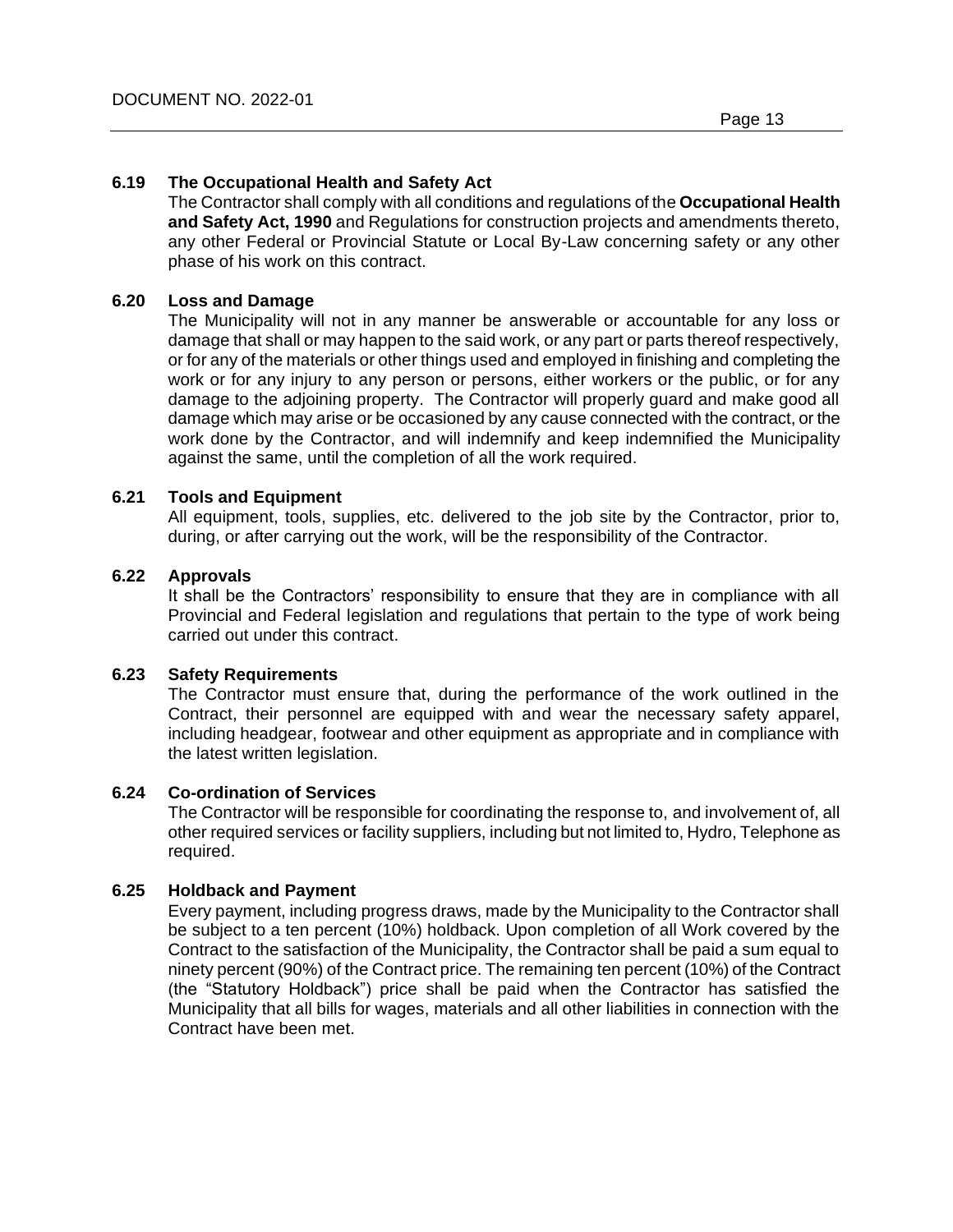### 6.19 The Occupational Health and Safety Act

The Contractor shall comply with all conditions and regulations of the **Occupational Health and Safety Act, 1990** and Regulations for construction projects and amendments thereto, any other Federal or Provincial Statute or Local By-Law concerning safety or any other phase of his work on this contract.

### 6.20 Loss and Damage

The Municipality will not in any manner be answerable or accountable for any loss or damage that shall or may happen to the said work, or any part or parts thereof respectively, or for any of the materials or other things used and employed in finishing and completing the work or for any injury to any person or persons, either workers or the public, or for any damage to the adjoining property. The Contractor will properly guard and make good all damage which may arise or be occasioned by any cause connected with the contract, or the work done by the Contractor, and will indemnify and keep indemnified the Municipality against the same, until the completion of all the work required.

### 6.21 Tools and Equipment

All equipment, tools, supplies, etc. delivered to the job site by the Contractor, prior to, during, or after carrying out the work, will be the responsibility of the Contractor.

### 6.22 Approvals

It shall be the Contractors' responsibility to ensure that they are in compliance with all Provincial and Federal legislation and regulations that pertain to the type of work being carried out under this contract.

### 6.23 Safety Requirements

The Contractor must ensure that, during the performance of the work outlined in the Contract, their personnel are equipped with and wear the necessary safety apparel, including headgear, footwear and other equipment as appropriate and in compliance with the latest written legislation.

### 6.24 Co-ordination of Services

The Contractor will be responsible for coordinating the response to, and involvement of, all other required services or facility suppliers, including but not limited to, Hydro, Telephone as required.

### 6.25 Holdback and Payment

Every payment, including progress draws, made by the Municipality to the Contractor shall be subject to a ten percent (10%) holdback. Upon completion of all Work covered by the Contract to the satisfaction of the Municipality, the Contractor shall be paid a sum equal to ninety percent (90%) of the Contract price. The remaining ten percent (10%) of the Contract (the "Statutory Holdback") price shall be paid when the Contractor has satisfied the Municipality that all bills for wages, materials and all other liabilities in connection with the Contract have been met.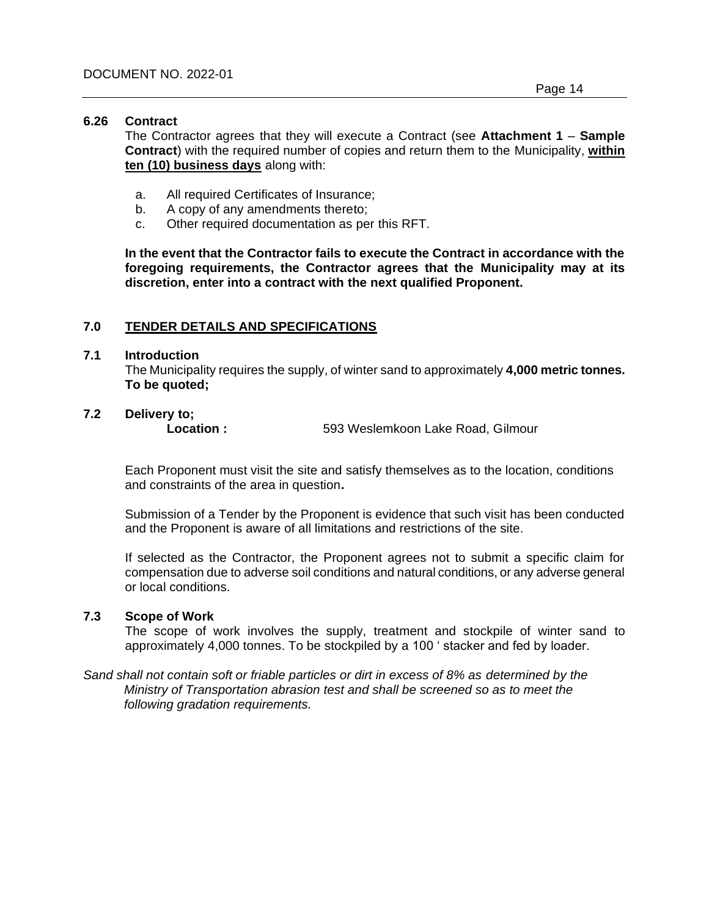**6.26 Contract**

The Contractor agrees that they will execute a Contract (see **Attachment 1** – **Sample Contract**) with the required number of copies and return them to the Municipality, **<u>within ten (10) business days</u>** along with:

a. All required Certificates of Insurance;
b. A copy of any amendments thereto;
c. Other required documentation as per this RFT.

**In the event that the Contractor fails to execute the Contract in accordance with the foregoing requirements, the Contractor agrees that the Municipality may at its discretion, enter into a contract with the next qualified Proponent.**

## 7.0 <u>TENDER DETAILS AND SPECIFICATIONS</u>

**7.1 Introduction**

The Municipality requires the supply, of winter sand to approximately **4,000 metric tonnes. To be quoted;**

**7.2 Delivery to;**

**Location :** 593 Weslemkoon Lake Road, Gilmour

Each Proponent must visit the site and satisfy themselves as to the location, conditions and constraints of the area in question**.**

Submission of a Tender by the Proponent is evidence that such visit has been conducted and the Proponent is aware of all limitations and restrictions of the site.

If selected as the Contractor, the Proponent agrees not to submit a specific claim for compensation due to adverse soil conditions and natural conditions, or any adverse general or local conditions.

**7.3 Scope of Work**

The scope of work involves the supply, treatment and stockpile of winter sand to approximately 4,000 tonnes. To be stockpiled by a 100 ' stacker and fed by loader.

*Sand shall not contain soft or friable particles or dirt in excess of 8% as determined by the Ministry of Transportation abrasion test and shall be screened so as to meet the following gradation requirements.*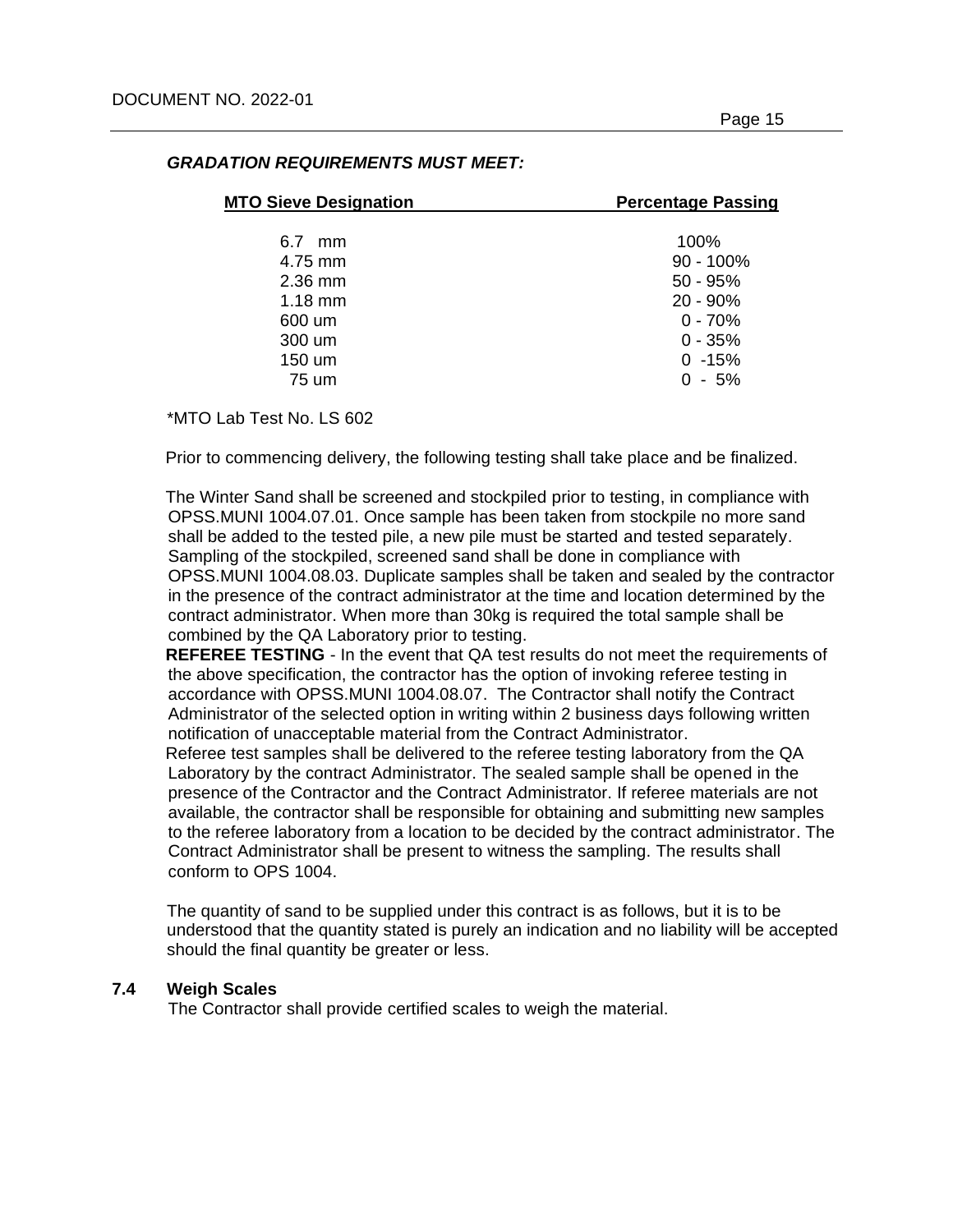***GRADATION REQUIREMENTS MUST MEET:***

| MTO Sieve Designation | Percentage Passing |
|---|---|
| 6.7 mm | 100% |
| 4.75 mm | 90 - 100% |
| 2.36 mm | 50 - 95% |
| 1.18 mm | 20 - 90% |
| 600 um | 0 - 70% |
| 300 um | 0 - 35% |
| 150 um | 0 -15% |
| 75 um | 0 - 5% |

*MTO Lab Test No. LS 602

Prior to commencing delivery, the following testing shall take place and be finalized.

The Winter Sand shall be screened and stockpiled prior to testing, in compliance with OPSS.MUNI 1004.07.01. Once sample has been taken from stockpile no more sand shall be added to the tested pile, a new pile must be started and tested separately. Sampling of the stockpiled, screened sand shall be done in compliance with OPSS.MUNI 1004.08.03. Duplicate samples shall be taken and sealed by the contractor in the presence of the contract administrator at the time and location determined by the contract administrator. When more than 30kg is required the total sample shall be combined by the QA Laboratory prior to testing.

**REFEREE TESTING** - In the event that QA test results do not meet the requirements of the above specification, the contractor has the option of invoking referee testing in accordance with OPSS.MUNI 1004.08.07. The Contractor shall notify the Contract Administrator of the selected option in writing within 2 business days following written notification of unacceptable material from the Contract Administrator.

Referee test samples shall be delivered to the referee testing laboratory from the QA Laboratory by the contract Administrator. The sealed sample shall be opened in the presence of the Contractor and the Contract Administrator. If referee materials are not available, the contractor shall be responsible for obtaining and submitting new samples to the referee laboratory from a location to be decided by the contract administrator. The Contract Administrator shall be present to witness the sampling. The results shall conform to OPS 1004.

The quantity of sand to be supplied under this contract is as follows, but it is to be understood that the quantity stated is purely an indication and no liability will be accepted should the final quantity be greater or less.

### 7.4 Weigh Scales

The Contractor shall provide certified scales to weigh the material.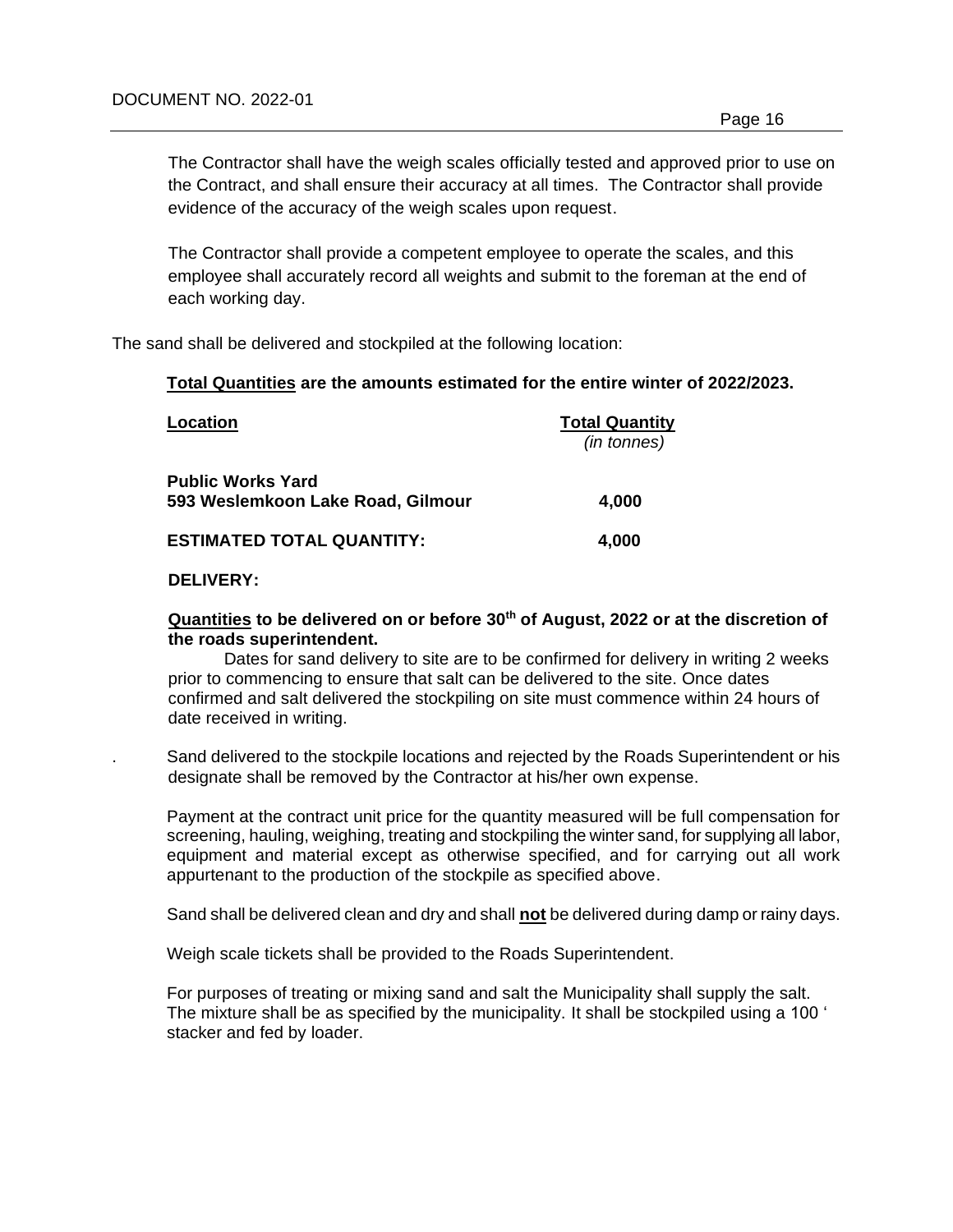The Contractor shall have the weigh scales officially tested and approved prior to use on the Contract, and shall ensure their accuracy at all times. The Contractor shall provide evidence of the accuracy of the weigh scales upon request.

The Contractor shall provide a competent employee to operate the scales, and this employee shall accurately record all weights and submit to the foreman at the end of each working day.

The sand shall be delivered and stockpiled at the following location:

**Total Quantities are the amounts estimated for the entire winter of 2022/2023.**

| **Location** | **Total Quantity** *(in tonnes)* |
| --- | --- |
| **Public Works Yard 593 Weslemkoon Lake Road, Gilmour** | **4,000** |
| **ESTIMATED TOTAL QUANTITY:** | **4,000** |

**DELIVERY:**

**Quantities to be delivered on or before 30th of August, 2022 or at the discretion of the roads superintendent.**

Dates for sand delivery to site are to be confirmed for delivery in writing 2 weeks prior to commencing to ensure that salt can be delivered to the site. Once dates confirmed and salt delivered the stockpiling on site must commence within 24 hours of date received in writing.

. Sand delivered to the stockpile locations and rejected by the Roads Superintendent or his designate shall be removed by the Contractor at his/her own expense.

Payment at the contract unit price for the quantity measured will be full compensation for screening, hauling, weighing, treating and stockpiling the winter sand, for supplying all labor, equipment and material except as otherwise specified, and for carrying out all work appurtenant to the production of the stockpile as specified above.

Sand shall be delivered clean and dry and shall **not** be delivered during damp or rainy days.

Weigh scale tickets shall be provided to the Roads Superintendent.

For purposes of treating or mixing sand and salt the Municipality shall supply the salt. The mixture shall be as specified by the municipality. It shall be stockpiled using a 100 ' stacker and fed by loader.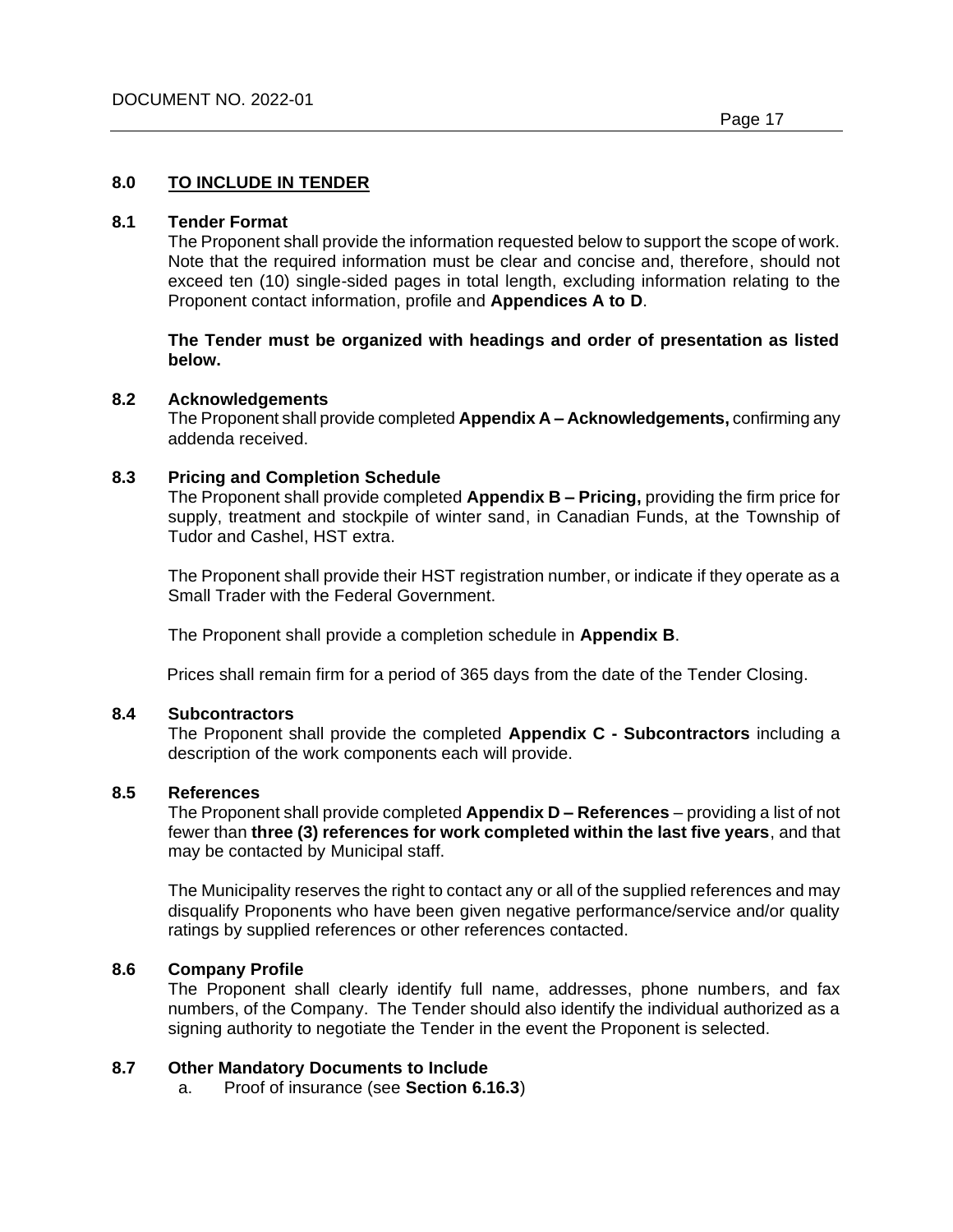## 8.0 TO INCLUDE IN TENDER

### 8.1 Tender Format

The Proponent shall provide the information requested below to support the scope of work. Note that the required information must be clear and concise and, therefore, should not exceed ten (10) single-sided pages in total length, excluding information relating to the Proponent contact information, profile and **Appendices A to D**.

**The Tender must be organized with headings and order of presentation as listed below.**

### 8.2 Acknowledgements

The Proponent shall provide completed **Appendix A – Acknowledgements,** confirming any addenda received.

### 8.3 Pricing and Completion Schedule

The Proponent shall provide completed **Appendix B – Pricing,** providing the firm price for supply, treatment and stockpile of winter sand, in Canadian Funds, at the Township of Tudor and Cashel, HST extra.

The Proponent shall provide their HST registration number, or indicate if they operate as a Small Trader with the Federal Government.

The Proponent shall provide a completion schedule in **Appendix B**.

Prices shall remain firm for a period of 365 days from the date of the Tender Closing.

### 8.4 Subcontractors

The Proponent shall provide the completed **Appendix C - Subcontractors** including a description of the work components each will provide.

### 8.5 References

The Proponent shall provide completed **Appendix D – References** – providing a list of not fewer than **three (3) references for work completed within the last five years**, and that may be contacted by Municipal staff.

The Municipality reserves the right to contact any or all of the supplied references and may disqualify Proponents who have been given negative performance/service and/or quality ratings by supplied references or other references contacted.

### 8.6 Company Profile

The Proponent shall clearly identify full name, addresses, phone numbers, and fax numbers, of the Company. The Tender should also identify the individual authorized as a signing authority to negotiate the Tender in the event the Proponent is selected.

### 8.7 Other Mandatory Documents to Include

a. Proof of insurance (see **Section 6.16.3**)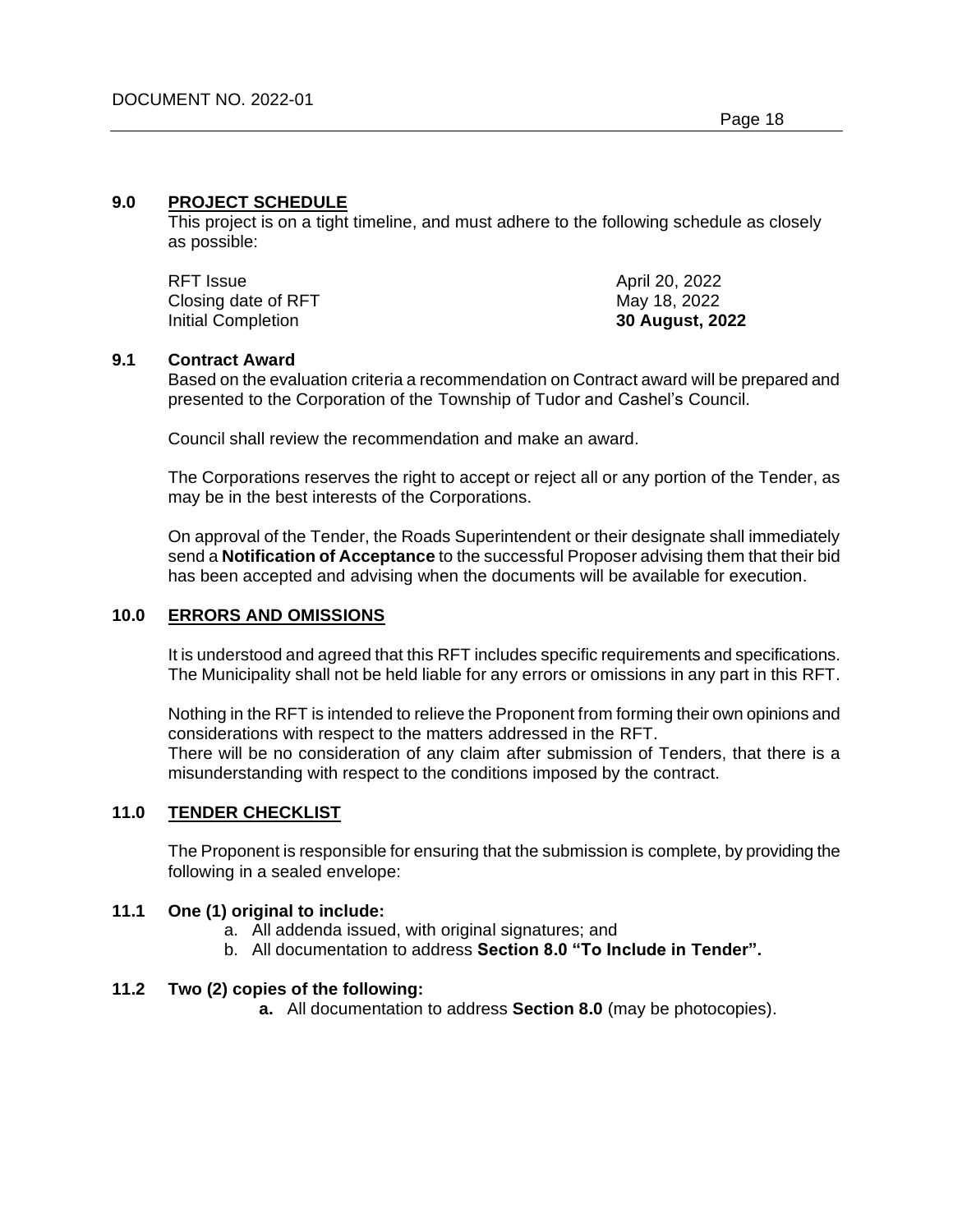## 9.0 PROJECT SCHEDULE

This project is on a tight timeline, and must adhere to the following schedule as closely as possible:

| | |
|---|---|
| RFT Issue | April 20, 2022 |
| Closing date of RFT | May 18, 2022 |
| Initial Completion | **30 August, 2022** |

### 9.1 Contract Award

Based on the evaluation criteria a recommendation on Contract award will be prepared and presented to the Corporation of the Township of Tudor and Cashel's Council.

Council shall review the recommendation and make an award.

The Corporations reserves the right to accept or reject all or any portion of the Tender, as may be in the best interests of the Corporations.

On approval of the Tender, the Roads Superintendent or their designate shall immediately send a **Notification of Acceptance** to the successful Proposer advising them that their bid has been accepted and advising when the documents will be available for execution.

## 10.0 ERRORS AND OMISSIONS

It is understood and agreed that this RFT includes specific requirements and specifications. The Municipality shall not be held liable for any errors or omissions in any part in this RFT.

Nothing in the RFT is intended to relieve the Proponent from forming their own opinions and considerations with respect to the matters addressed in the RFT.
There will be no consideration of any claim after submission of Tenders, that there is a misunderstanding with respect to the conditions imposed by the contract.

## 11.0 TENDER CHECKLIST

The Proponent is responsible for ensuring that the submission is complete, by providing the following in a sealed envelope:

### 11.1 One (1) original to include:

a. All addenda issued, with original signatures; and
b. All documentation to address **Section 8.0 "To Include in Tender".**

### 11.2 Two (2) copies of the following:

**a.** All documentation to address **Section 8.0** (may be photocopies).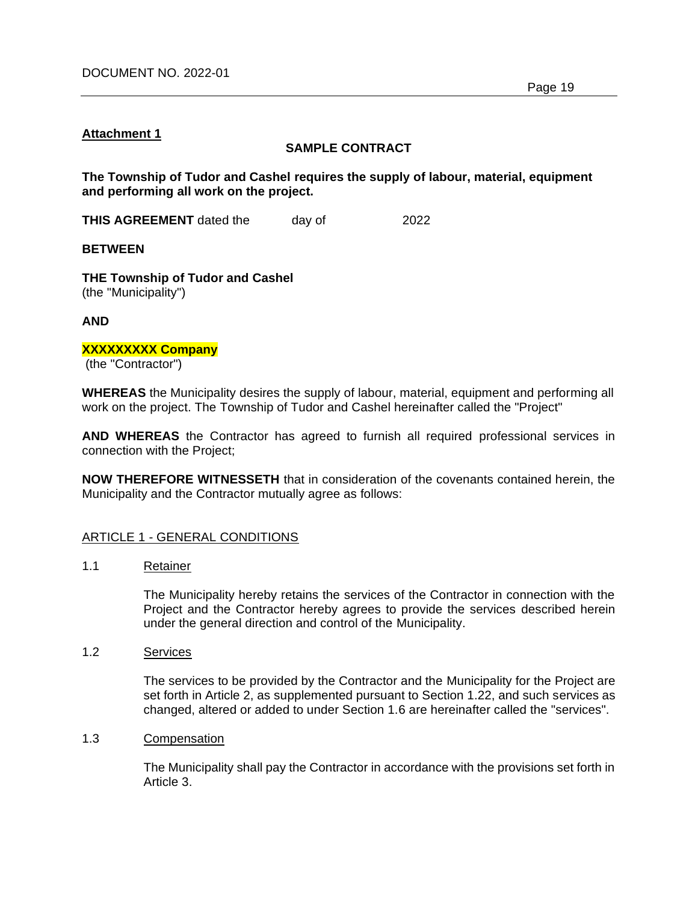**Attachment 1**

**SAMPLE CONTRACT**

**The Township of Tudor and Cashel requires the supply of labour, material, equipment and performing all work on the project.**

**THIS AGREEMENT** dated the day of 2022

**BETWEEN**

**THE Township of Tudor and Cashel**
(the "Municipality")

**AND**

**XXXXXXXXX Company**
(the "Contractor")

**WHEREAS** the Municipality desires the supply of labour, material, equipment and performing all work on the project. The Township of Tudor and Cashel hereinafter called the "Project"

**AND WHEREAS** the Contractor has agreed to furnish all required professional services in connection with the Project;

**NOW THEREFORE WITNESSETH** that in consideration of the covenants contained herein, the Municipality and the Contractor mutually agree as follows:

ARTICLE 1 - GENERAL CONDITIONS

1.1 Retainer

The Municipality hereby retains the services of the Contractor in connection with the Project and the Contractor hereby agrees to provide the services described herein under the general direction and control of the Municipality.

1.2 Services

The services to be provided by the Contractor and the Municipality for the Project are set forth in Article 2, as supplemented pursuant to Section 1.22, and such services as changed, altered or added to under Section 1.6 are hereinafter called the "services".

1.3 Compensation

The Municipality shall pay the Contractor in accordance with the provisions set forth in Article 3.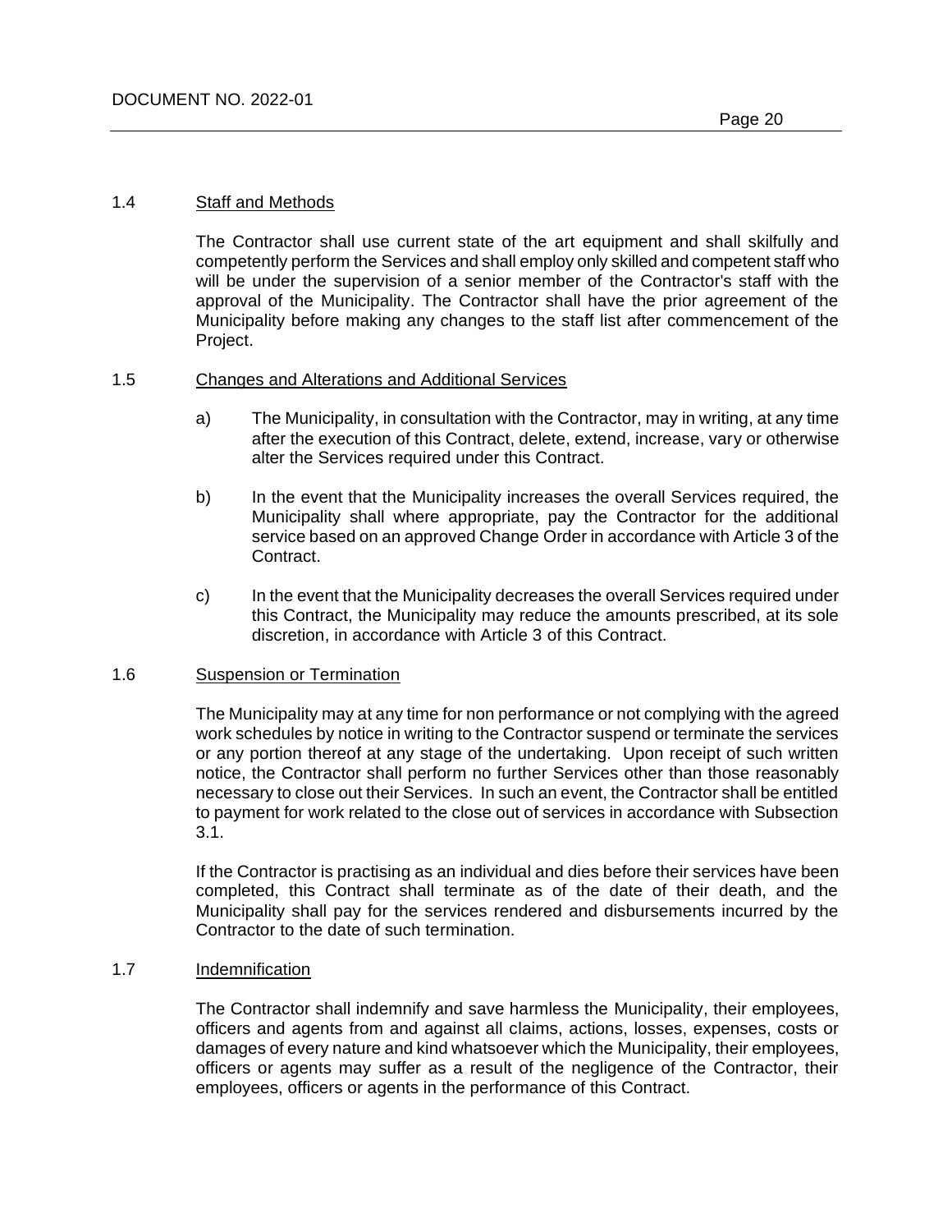### 1.4 Staff and Methods

The Contractor shall use current state of the art equipment and shall skilfully and competently perform the Services and shall employ only skilled and competent staff who will be under the supervision of a senior member of the Contractor's staff with the approval of the Municipality. The Contractor shall have the prior agreement of the Municipality before making any changes to the staff list after commencement of the Project.

### 1.5 Changes and Alterations and Additional Services

a) The Municipality, in consultation with the Contractor, may in writing, at any time after the execution of this Contract, delete, extend, increase, vary or otherwise alter the Services required under this Contract.

b) In the event that the Municipality increases the overall Services required, the Municipality shall where appropriate, pay the Contractor for the additional service based on an approved Change Order in accordance with Article 3 of the Contract.

c) In the event that the Municipality decreases the overall Services required under this Contract, the Municipality may reduce the amounts prescribed, at its sole discretion, in accordance with Article 3 of this Contract.

### 1.6 Suspension or Termination

The Municipality may at any time for non performance or not complying with the agreed work schedules by notice in writing to the Contractor suspend or terminate the services or any portion thereof at any stage of the undertaking. Upon receipt of such written notice, the Contractor shall perform no further Services other than those reasonably necessary to close out their Services. In such an event, the Contractor shall be entitled to payment for work related to the close out of services in accordance with Subsection 3.1.

If the Contractor is practising as an individual and dies before their services have been completed, this Contract shall terminate as of the date of their death, and the Municipality shall pay for the services rendered and disbursements incurred by the Contractor to the date of such termination.

### 1.7 Indemnification

The Contractor shall indemnify and save harmless the Municipality, their employees, officers and agents from and against all claims, actions, losses, expenses, costs or damages of every nature and kind whatsoever which the Municipality, their employees, officers or agents may suffer as a result of the negligence of the Contractor, their employees, officers or agents in the performance of this Contract.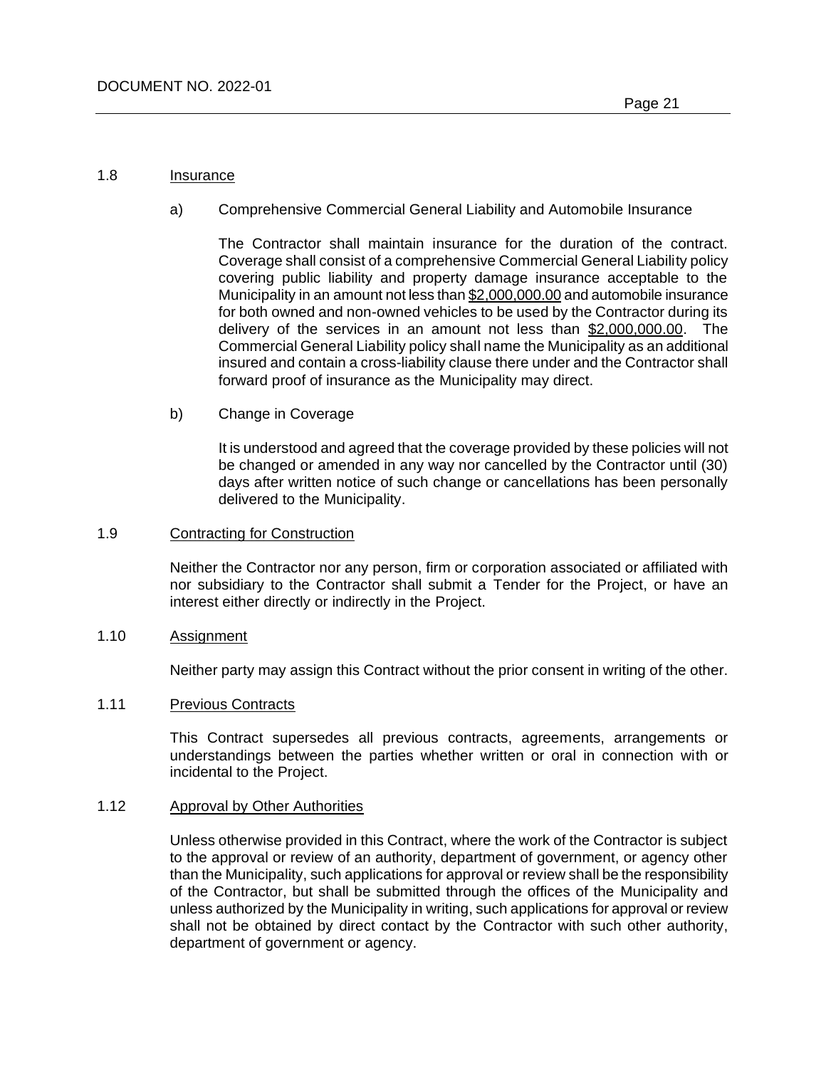## 1.8 Insurance

a) Comprehensive Commercial General Liability and Automobile Insurance

The Contractor shall maintain insurance for the duration of the contract. Coverage shall consist of a comprehensive Commercial General Liability policy covering public liability and property damage insurance acceptable to the Municipality in an amount not less than $2,000,000.00 and automobile insurance for both owned and non-owned vehicles to be used by the Contractor during its delivery of the services in an amount not less than $2,000,000.00. The Commercial General Liability policy shall name the Municipality as an additional insured and contain a cross-liability clause there under and the Contractor shall forward proof of insurance as the Municipality may direct.

b) Change in Coverage

It is understood and agreed that the coverage provided by these policies will not be changed or amended in any way nor cancelled by the Contractor until (30) days after written notice of such change or cancellations has been personally delivered to the Municipality.

## 1.9 Contracting for Construction

Neither the Contractor nor any person, firm or corporation associated or affiliated with nor subsidiary to the Contractor shall submit a Tender for the Project, or have an interest either directly or indirectly in the Project.

## 1.10 Assignment

Neither party may assign this Contract without the prior consent in writing of the other.

## 1.11 Previous Contracts

This Contract supersedes all previous contracts, agreements, arrangements or understandings between the parties whether written or oral in connection with or incidental to the Project.

## 1.12 Approval by Other Authorities

Unless otherwise provided in this Contract, where the work of the Contractor is subject to the approval or review of an authority, department of government, or agency other than the Municipality, such applications for approval or review shall be the responsibility of the Contractor, but shall be submitted through the offices of the Municipality and unless authorized by the Municipality in writing, such applications for approval or review shall not be obtained by direct contact by the Contractor with such other authority, department of government or agency.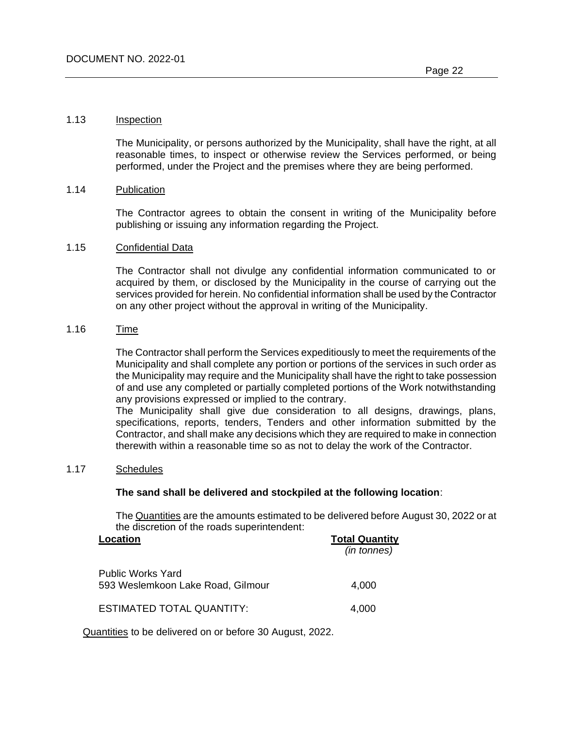## 1.13 Inspection

The Municipality, or persons authorized by the Municipality, shall have the right, at all reasonable times, to inspect or otherwise review the Services performed, or being performed, under the Project and the premises where they are being performed.

## 1.14 Publication

The Contractor agrees to obtain the consent in writing of the Municipality before publishing or issuing any information regarding the Project.

## 1.15 Confidential Data

The Contractor shall not divulge any confidential information communicated to or acquired by them, or disclosed by the Municipality in the course of carrying out the services provided for herein. No confidential information shall be used by the Contractor on any other project without the approval in writing of the Municipality.

## 1.16 Time

The Contractor shall perform the Services expeditiously to meet the requirements of the Municipality and shall complete any portion or portions of the services in such order as the Municipality may require and the Municipality shall have the right to take possession of and use any completed or partially completed portions of the Work notwithstanding any provisions expressed or implied to the contrary.
The Municipality shall give due consideration to all designs, drawings, plans, specifications, reports, tenders, Tenders and other information submitted by the Contractor, and shall make any decisions which they are required to make in connection therewith within a reasonable time so as not to delay the work of the Contractor.

## 1.17 Schedules

**The sand shall be delivered and stockpiled at the following location**:

The Quantities are the amounts estimated to be delivered before August 30, 2022 or at the discretion of the roads superintendent:

| Location | Total Quantity *(in tonnes)* |
|---|---|
| Public Works Yard<br>593 Weslemkoon Lake Road, Gilmour | 4,000 |
| ESTIMATED TOTAL QUANTITY: | 4,000 |

Quantities to be delivered on or before 30 August, 2022.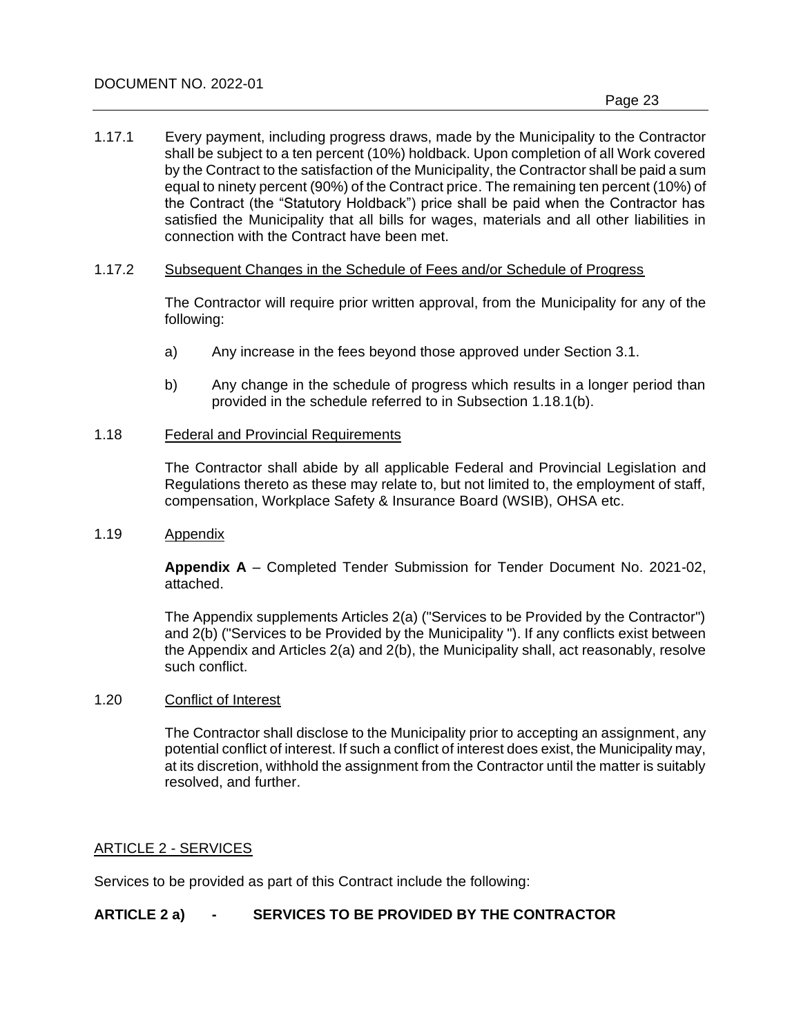1.17.1 Every payment, including progress draws, made by the Municipality to the Contractor shall be subject to a ten percent (10%) holdback. Upon completion of all Work covered by the Contract to the satisfaction of the Municipality, the Contractor shall be paid a sum equal to ninety percent (90%) of the Contract price. The remaining ten percent (10%) of the Contract (the "Statutory Holdback") price shall be paid when the Contractor has satisfied the Municipality that all bills for wages, materials and all other liabilities in connection with the Contract have been met.

1.17.2 <u>Subsequent Changes in the Schedule of Fees and/or Schedule of Progress</u>

The Contractor will require prior written approval, from the Municipality for any of the following:

a) Any increase in the fees beyond those approved under Section 3.1.

b) Any change in the schedule of progress which results in a longer period than provided in the schedule referred to in Subsection 1.18.1(b).

1.18 <u>Federal and Provincial Requirements</u>

The Contractor shall abide by all applicable Federal and Provincial Legislation and Regulations thereto as these may relate to, but not limited to, the employment of staff, compensation, Workplace Safety & Insurance Board (WSIB), OHSA etc.

1.19 <u>Appendix</u>

**Appendix A** – Completed Tender Submission for Tender Document No. 2021-02, attached.

The Appendix supplements Articles 2(a) ("Services to be Provided by the Contractor") and 2(b) ("Services to be Provided by the Municipality "). If any conflicts exist between the Appendix and Articles 2(a) and 2(b), the Municipality shall, act reasonably, resolve such conflict.

1.20 <u>Conflict of Interest</u>

The Contractor shall disclose to the Municipality prior to accepting an assignment, any potential conflict of interest. If such a conflict of interest does exist, the Municipality may, at its discretion, withhold the assignment from the Contractor until the matter is suitably resolved, and further.

<u>ARTICLE 2 - SERVICES</u>

Services to be provided as part of this Contract include the following:

**ARTICLE 2 a) - SERVICES TO BE PROVIDED BY THE CONTRACTOR**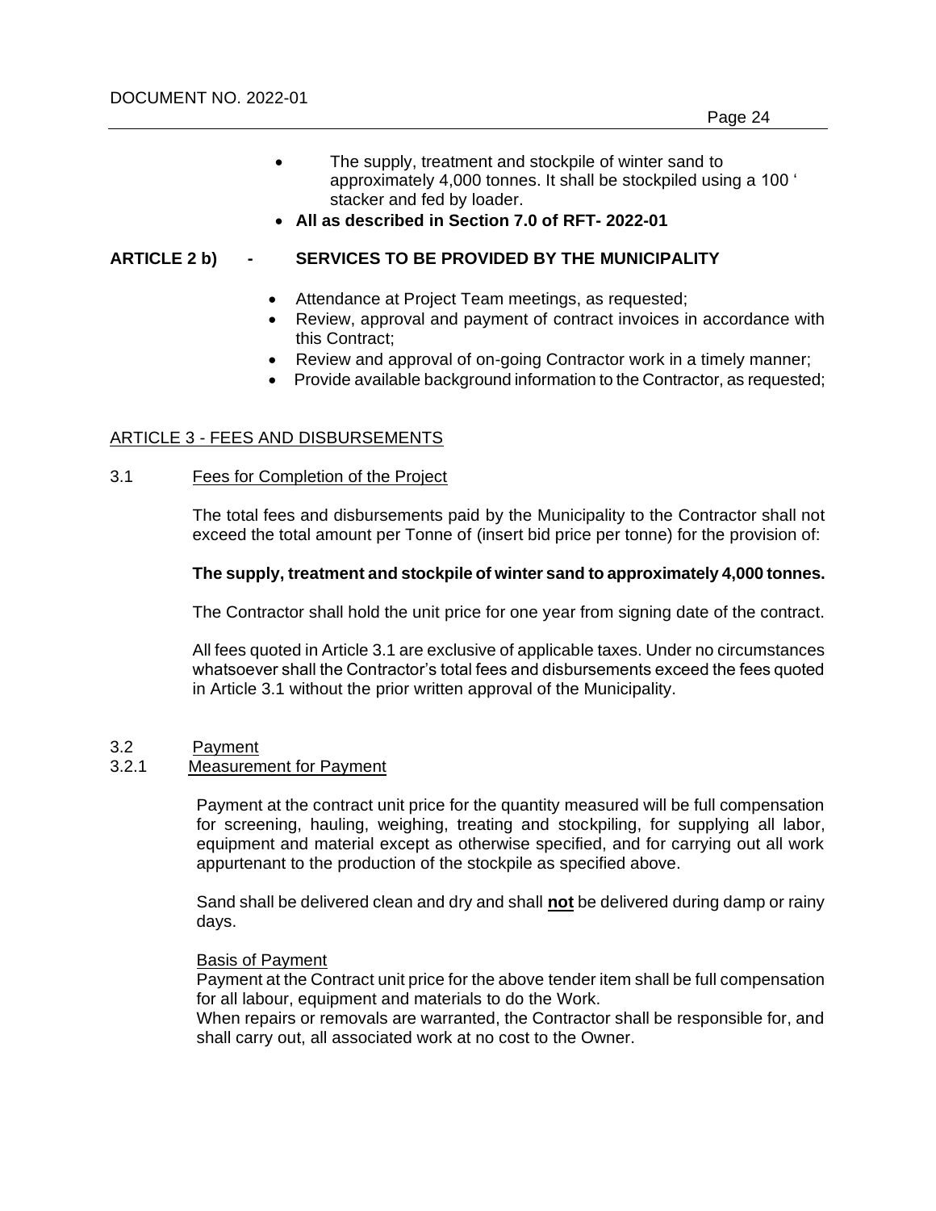- The supply, treatment and stockpile of winter sand to approximately 4,000 tonnes. It shall be stockpiled using a 100 ' stacker and fed by loader.
- **All as described in Section 7.0 of RFT- 2022-01**

**ARTICLE 2 b) - SERVICES TO BE PROVIDED BY THE MUNICIPALITY**

- Attendance at Project Team meetings, as requested;
- Review, approval and payment of contract invoices in accordance with this Contract;
- Review and approval of on-going Contractor work in a timely manner;
- Provide available background information to the Contractor, as requested;

<u>ARTICLE 3 - FEES AND DISBURSEMENTS</u>

3.1 <u>Fees for Completion of the Project</u>

The total fees and disbursements paid by the Municipality to the Contractor shall not exceed the total amount per Tonne of (insert bid price per tonne) for the provision of:

**The supply, treatment and stockpile of winter sand to approximately 4,000 tonnes.**

The Contractor shall hold the unit price for one year from signing date of the contract.

All fees quoted in Article 3.1 are exclusive of applicable taxes. Under no circumstances whatsoever shall the Contractor's total fees and disbursements exceed the fees quoted in Article 3.1 without the prior written approval of the Municipality.

3.2 <u>Payment</u>

3.2.1 <u>Measurement for Payment</u>

Payment at the contract unit price for the quantity measured will be full compensation for screening, hauling, weighing, treating and stockpiling, for supplying all labor, equipment and material except as otherwise specified, and for carrying out all work appurtenant to the production of the stockpile as specified above.

Sand shall be delivered clean and dry and shall **<u>not</u>** be delivered during damp or rainy days.

<u>Basis of Payment</u>

Payment at the Contract unit price for the above tender item shall be full compensation for all labour, equipment and materials to do the Work.

When repairs or removals are warranted, the Contractor shall be responsible for, and shall carry out, all associated work at no cost to the Owner.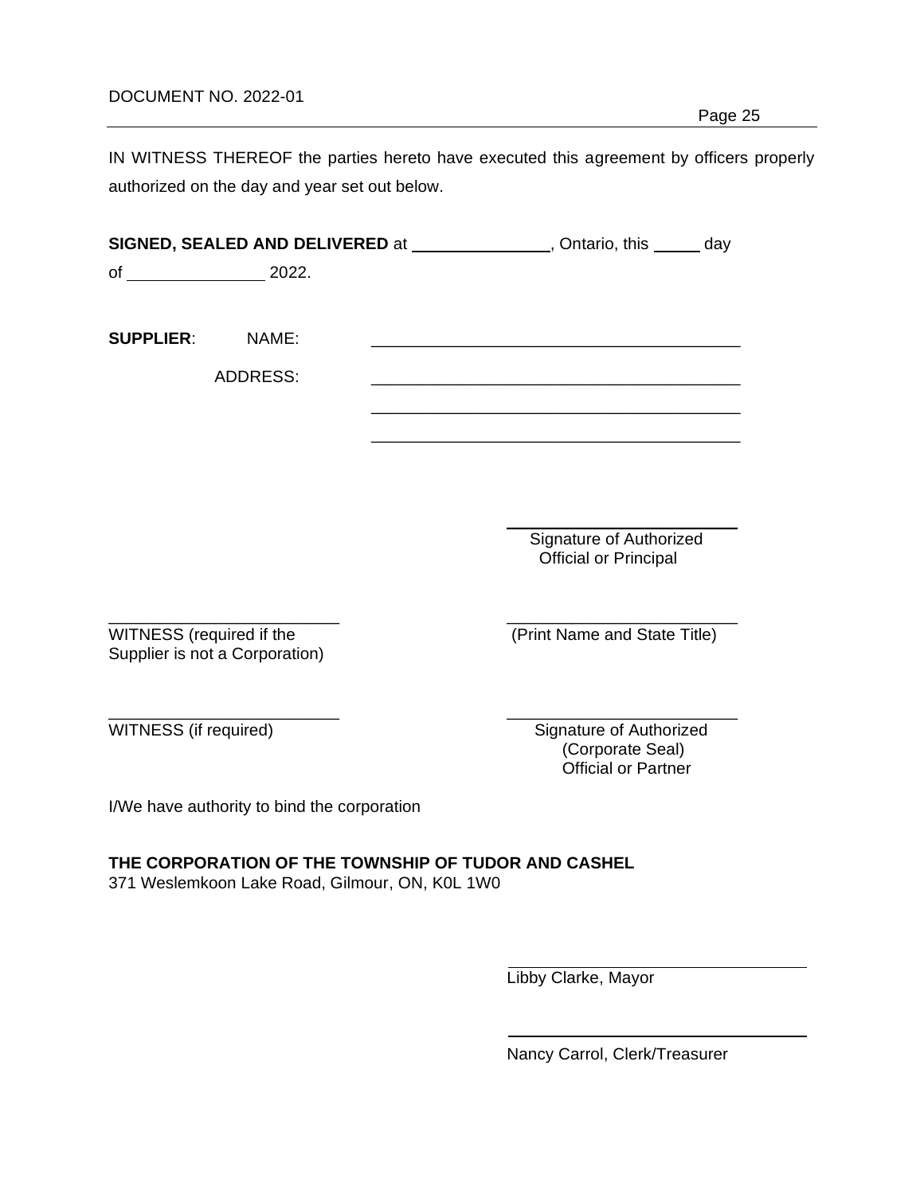IN WITNESS THEREOF the parties hereto have executed this agreement by officers properly authorized on the day and year set out below.

**SIGNED, SEALED AND DELIVERED** at _______________, Ontario, this _____ day of _______________ 2022.

**SUPPLIER**: NAME: ________________________________________

ADDRESS: ________________________________________

________________________________________

________________________________________

_________________________
Signature of Authorized Official or Principal

_________________________
WITNESS (required if the Supplier is not a Corporation)

_________________________
(Print Name and State Title)

_________________________
WITNESS (if required)

_________________________
Signature of Authorized (Corporate Seal) Official or Partner

I/We have authority to bind the corporation

**THE CORPORATION OF THE TOWNSHIP OF TUDOR AND CASHEL**
371 Weslemkoon Lake Road, Gilmour, ON, K0L 1W0

_________________________
Libby Clarke, Mayor

_________________________
Nancy Carrol, Clerk/Treasurer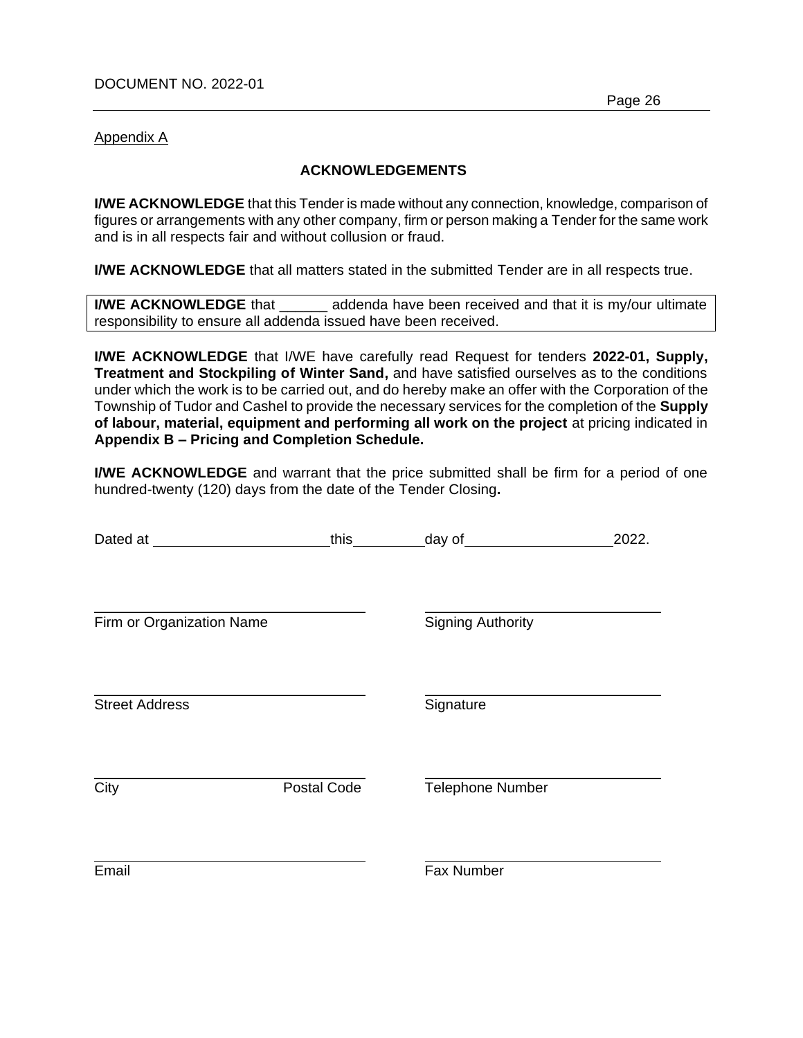Appendix A

## ACKNOWLEDGEMENTS

**I/WE ACKNOWLEDGE** that this Tender is made without any connection, knowledge, comparison of figures or arrangements with any other company, firm or person making a Tender for the same work and is in all respects fair and without collusion or fraud.

**I/WE ACKNOWLEDGE** that all matters stated in the submitted Tender are in all respects true.

**I/WE ACKNOWLEDGE** that ______ addenda have been received and that it is my/our ultimate responsibility to ensure all addenda issued have been received.

**I/WE ACKNOWLEDGE** that I/WE have carefully read Request for tenders **2022-01, Supply, Treatment and Stockpiling of Winter Sand,** and have satisfied ourselves as to the conditions under which the work is to be carried out, and do hereby make an offer with the Corporation of the Township of Tudor and Cashel to provide the necessary services for the completion of the **Supply of labour, material, equipment and performing all work on the project** at pricing indicated in **Appendix B – Pricing and Completion Schedule.**

**I/WE ACKNOWLEDGE** and warrant that the price submitted shall be firm for a period of one hundred-twenty (120) days from the date of the Tender Closing**.**

Dated at ______________________ this _________ day of __________________ 2022.

______________________________ ______________________________
Firm or Organization Name Signing Authority

______________________________ ______________________________
Street Address Signature

______________________________ ______________________________
City Postal Code Telephone Number

______________________________ ______________________________
Email Fax Number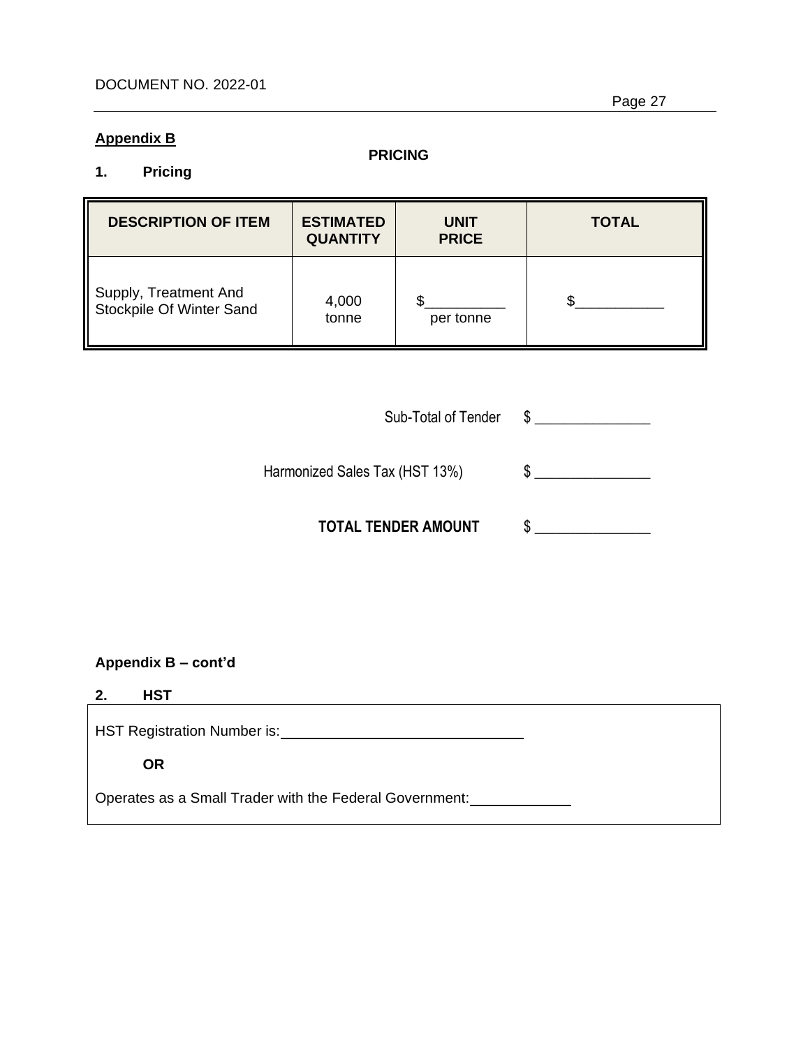**Appendix B**

**PRICING**

## 1. Pricing

| DESCRIPTION OF ITEM | ESTIMATED QUANTITY | UNIT PRICE | TOTAL |
|---|---|---|---|
| Supply, Treatment And Stockpile Of Winter Sand | 4,000 tonne | $__________ per tonne | $___________ |

Sub-Total of Tender $ _______________

Harmonized Sales Tax (HST 13%) $ _______________

**TOTAL TENDER AMOUNT** $ _______________

**Appendix B – cont'd**

## 2. HST

HST Registration Number is: ______________________________

**OR**

Operates as a Small Trader with the Federal Government: ____________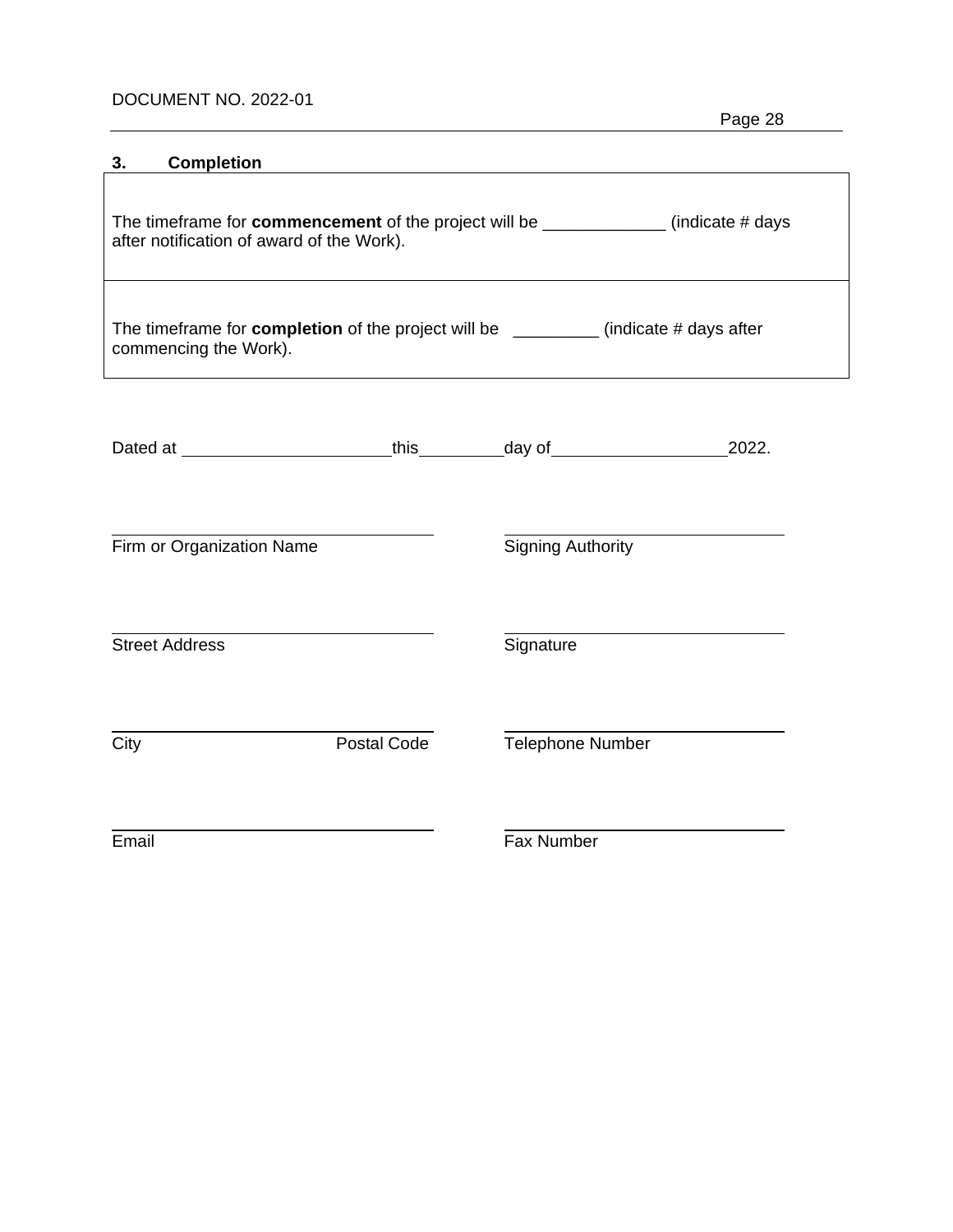### 3. Completion

| The timeframe for **commencement** of the project will be _____________ (indicate # days after notification of award of the Work). |
|---|
| The timeframe for **completion** of the project will be _________ (indicate # days after commencing the Work). |

Dated at ______________________ this _________ day of ___________________ 2022.

| | |
|---|---|
| ______________________________ | ______________________________ |
| Firm or Organization Name | Signing Authority |
| ______________________________ | ______________________________ |
| Street Address | Signature |
| ______________________________ | ______________________________ |
| City &nbsp;&nbsp;&nbsp;&nbsp;&nbsp;&nbsp;&nbsp;&nbsp;&nbsp;&nbsp;&nbsp;&nbsp; Postal Code | Telephone Number |
| ______________________________ | ______________________________ |
| Email | Fax Number |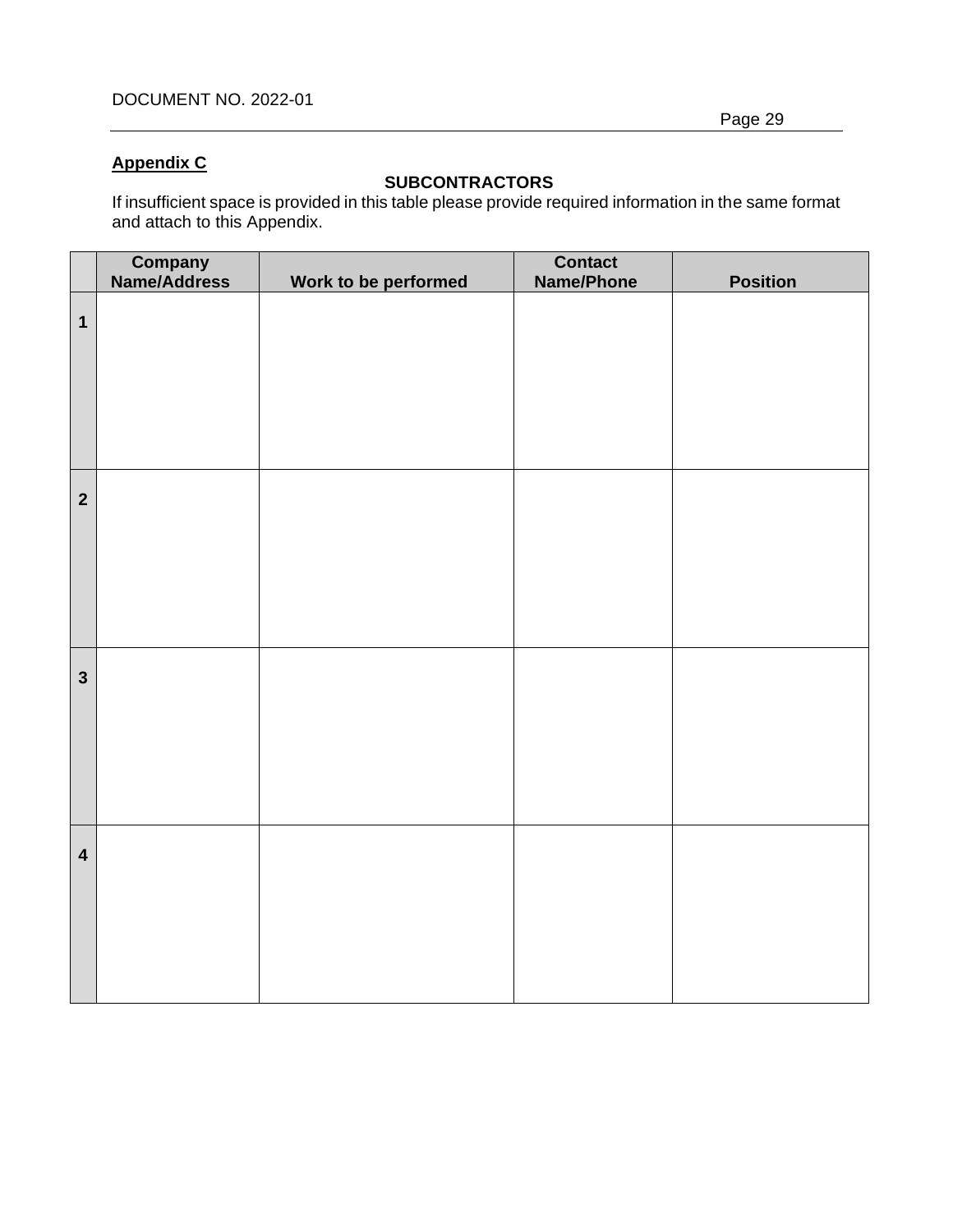## Appendix C

**SUBCONTRACTORS**

If insufficient space is provided in this table please provide required information in the same format and attach to this Appendix.

| | Company Name/Address | Work to be performed | Contact Name/Phone | Position |
|---|---|---|---|---|
| **1** | | | | |
| **2** | | | | |
| **3** | | | | |
| **4** | | | | |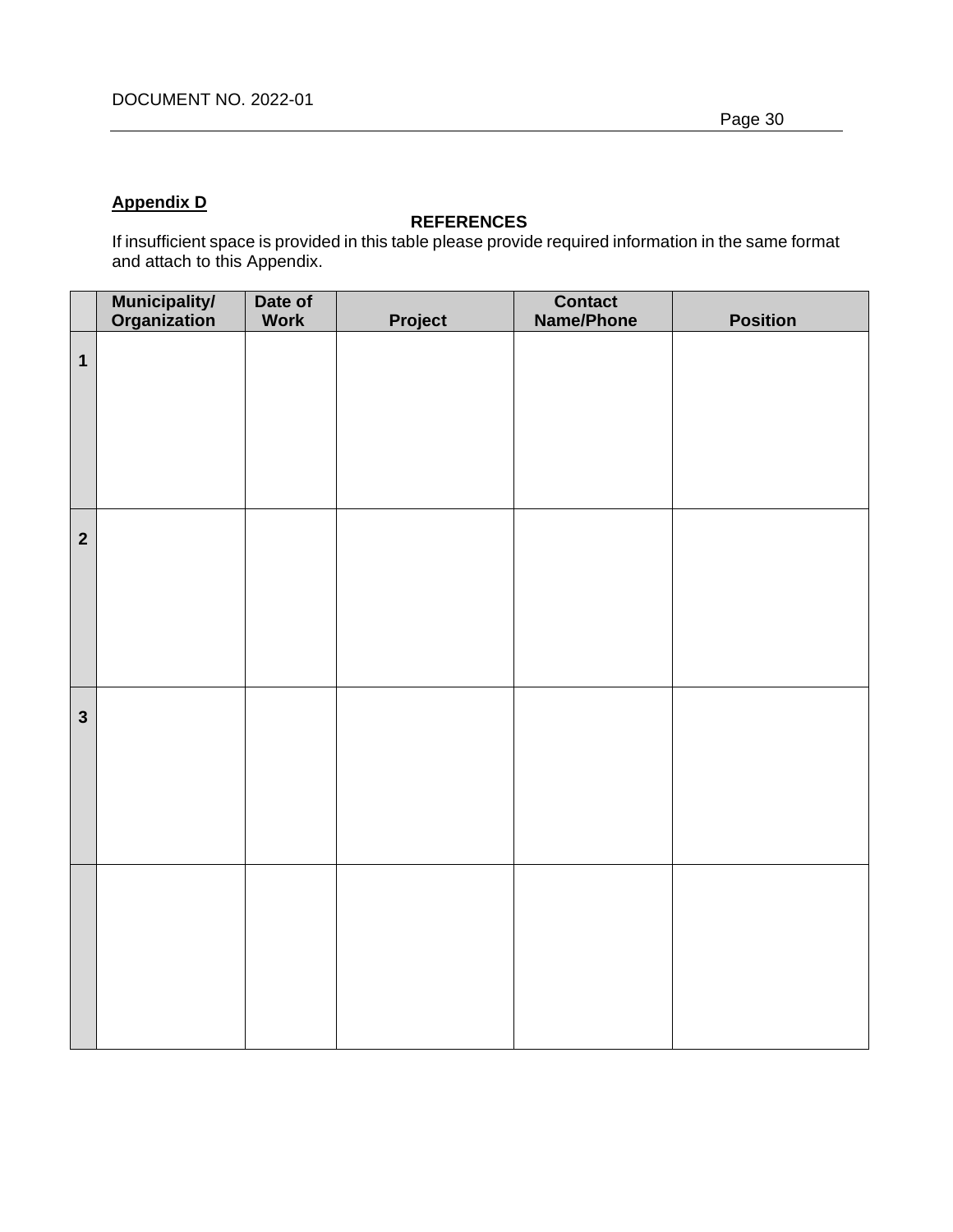**Appendix D**

**REFERENCES**

If insufficient space is provided in this table please provide required information in the same format and attach to this Appendix.

| | Municipality/ Organization | Date of Work | Project | Contact Name/Phone | Position |
|---|---|---|---|---|---|
| **1** | | | | | |
| **2** | | | | | |
| **3** | | | | | |
| | | | | | |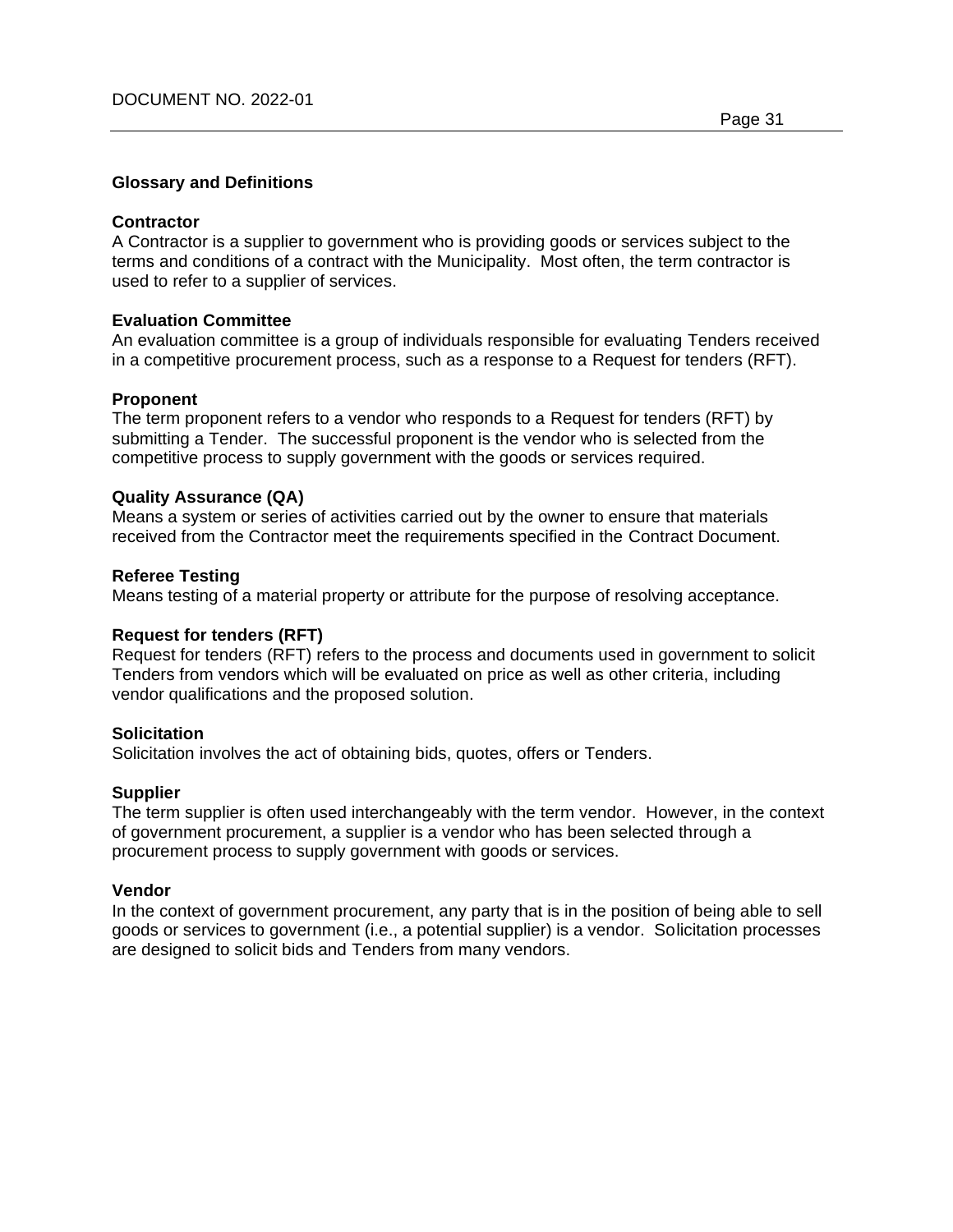## Glossary and Definitions

### Contractor

A Contractor is a supplier to government who is providing goods or services subject to the terms and conditions of a contract with the Municipality. Most often, the term contractor is used to refer to a supplier of services.

### Evaluation Committee

An evaluation committee is a group of individuals responsible for evaluating Tenders received in a competitive procurement process, such as a response to a Request for tenders (RFT).

### Proponent

The term proponent refers to a vendor who responds to a Request for tenders (RFT) by submitting a Tender. The successful proponent is the vendor who is selected from the competitive process to supply government with the goods or services required.

### Quality Assurance (QA)

Means a system or series of activities carried out by the owner to ensure that materials received from the Contractor meet the requirements specified in the Contract Document.

### Referee Testing

Means testing of a material property or attribute for the purpose of resolving acceptance.

### Request for tenders (RFT)

Request for tenders (RFT) refers to the process and documents used in government to solicit Tenders from vendors which will be evaluated on price as well as other criteria, including vendor qualifications and the proposed solution.

### Solicitation

Solicitation involves the act of obtaining bids, quotes, offers or Tenders.

### Supplier

The term supplier is often used interchangeably with the term vendor. However, in the context of government procurement, a supplier is a vendor who has been selected through a procurement process to supply government with goods or services.

### Vendor

In the context of government procurement, any party that is in the position of being able to sell goods or services to government (i.e., a potential supplier) is a vendor. Solicitation processes are designed to solicit bids and Tenders from many vendors.